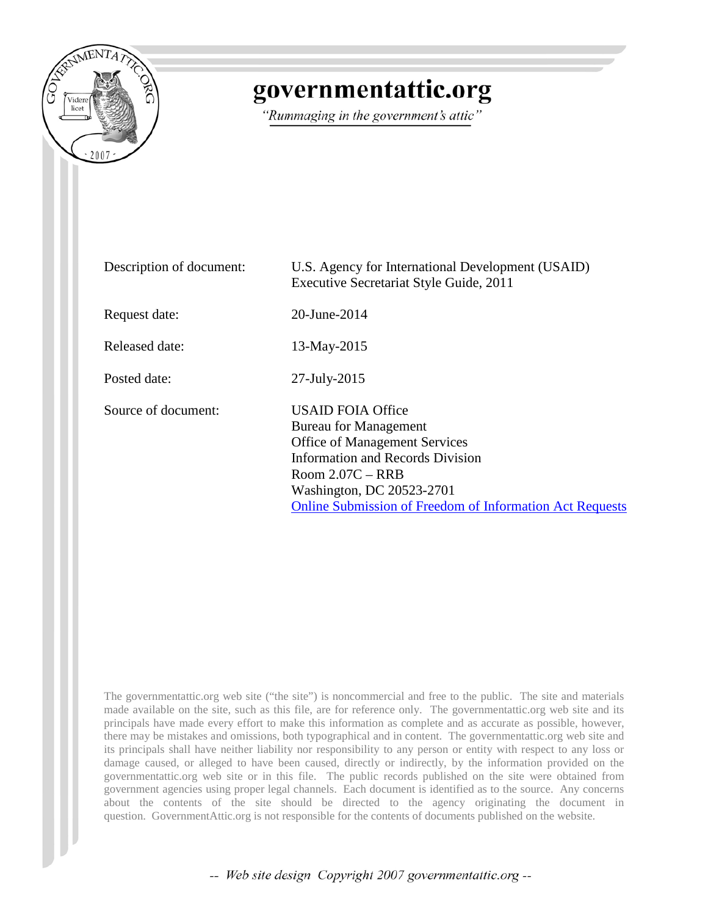# governmentattic.org

*"Rummaging in the government's attic"*

| | |
|---|---|
| Description of document: | U.S. Agency for International Development (USAID) Executive Secretariat Style Guide, 2011 |
| Request date: | 20-June-2014 |
| Released date: | 13-May-2015 |
| Posted date: | 27-July-2015 |
| Source of document: | USAID FOIA Office<br>Bureau for Management<br>Office of Management Services<br>Information and Records Division<br>Room 2.07C – RRB<br>Washington, DC 20523-2701<br>Online Submission of Freedom of Information Act Requests |

The governmentattic.org web site ("the site") is noncommercial and free to the public. The site and materials made available on the site, such as this file, are for reference only. The governmentattic.org web site and its principals have made every effort to make this information as complete and as accurate as possible, however, there may be mistakes and omissions, both typographical and in content. The governmentattic.org web site and its principals shall have neither liability nor responsibility to any person or entity with respect to any loss or damage caused, or alleged to have been caused, directly or indirectly, by the information provided on the governmentattic.org web site or in this file. The public records published on the site were obtained from government agencies using proper legal channels. Each document is identified as to the source. Any concerns about the contents of the site should be directed to the agency originating the document in question. GovernmentAttic.org is not responsible for the contents of documents published on the website.

-- Web site design Copyright 2007 governmentattic.org --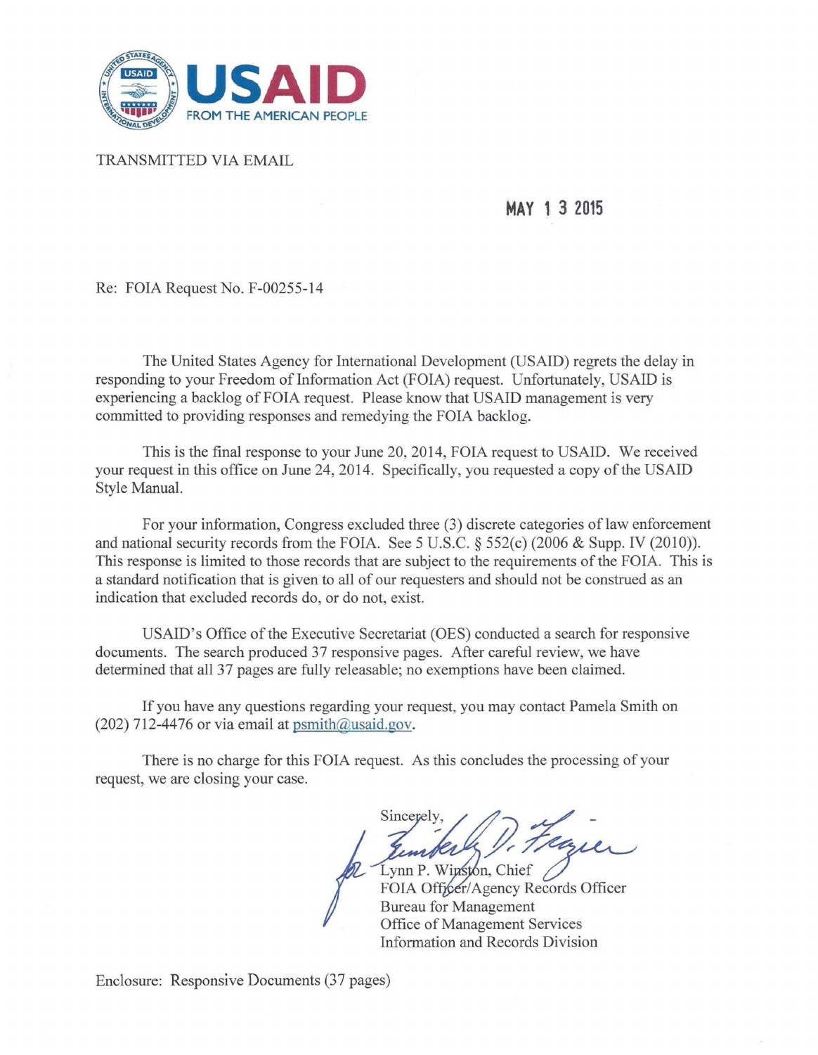USAID
FROM THE AMERICAN PEOPLE

TRANSMITTED VIA EMAIL

MAY 1 3 2015

Re: FOIA Request No. F-00255-14

The United States Agency for International Development (USAID) regrets the delay in responding to your Freedom of Information Act (FOIA) request. Unfortunately, USAID is experiencing a backlog of FOIA request. Please know that USAID management is very committed to providing responses and remedying the FOIA backlog.

This is the final response to your June 20, 2014, FOIA request to USAID. We received your request in this office on June 24, 2014. Specifically, you requested a copy of the USAID Style Manual.

For your information, Congress excluded three (3) discrete categories of law enforcement and national security records from the FOIA. See 5 U.S.C. § 552(c) (2006 & Supp. IV (2010)). This response is limited to those records that are subject to the requirements of the FOIA. This is a standard notification that is given to all of our requesters and should not be construed as an indication that excluded records do, or do not, exist.

USAID's Office of the Executive Secretariat (OES) conducted a search for responsive documents. The search produced 37 responsive pages. After careful review, we have determined that all 37 pages are fully releasable; no exemptions have been claimed.

If you have any questions regarding your request, you may contact Pamela Smith on (202) 712-4476 or via email at psmith@usaid.gov.

There is no charge for this FOIA request. As this concludes the processing of your request, we are closing your case.

Sincerely,

for Lynn P. Winston, Chief
FOIA Officer/Agency Records Officer
Bureau for Management
Office of Management Services
Information and Records Division

Enclosure: Responsive Documents (37 pages)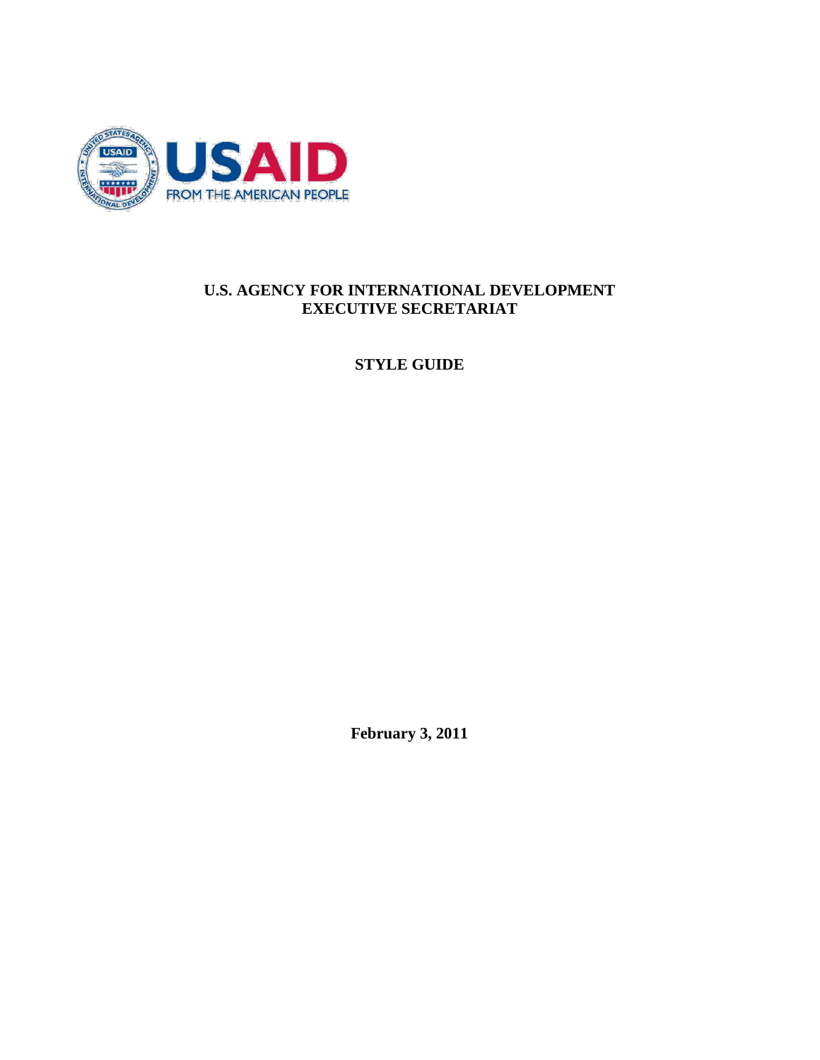**U.S. AGENCY FOR INTERNATIONAL DEVELOPMENT**
**EXECUTIVE SECRETARIAT**

# STYLE GUIDE

**February 3, 2011**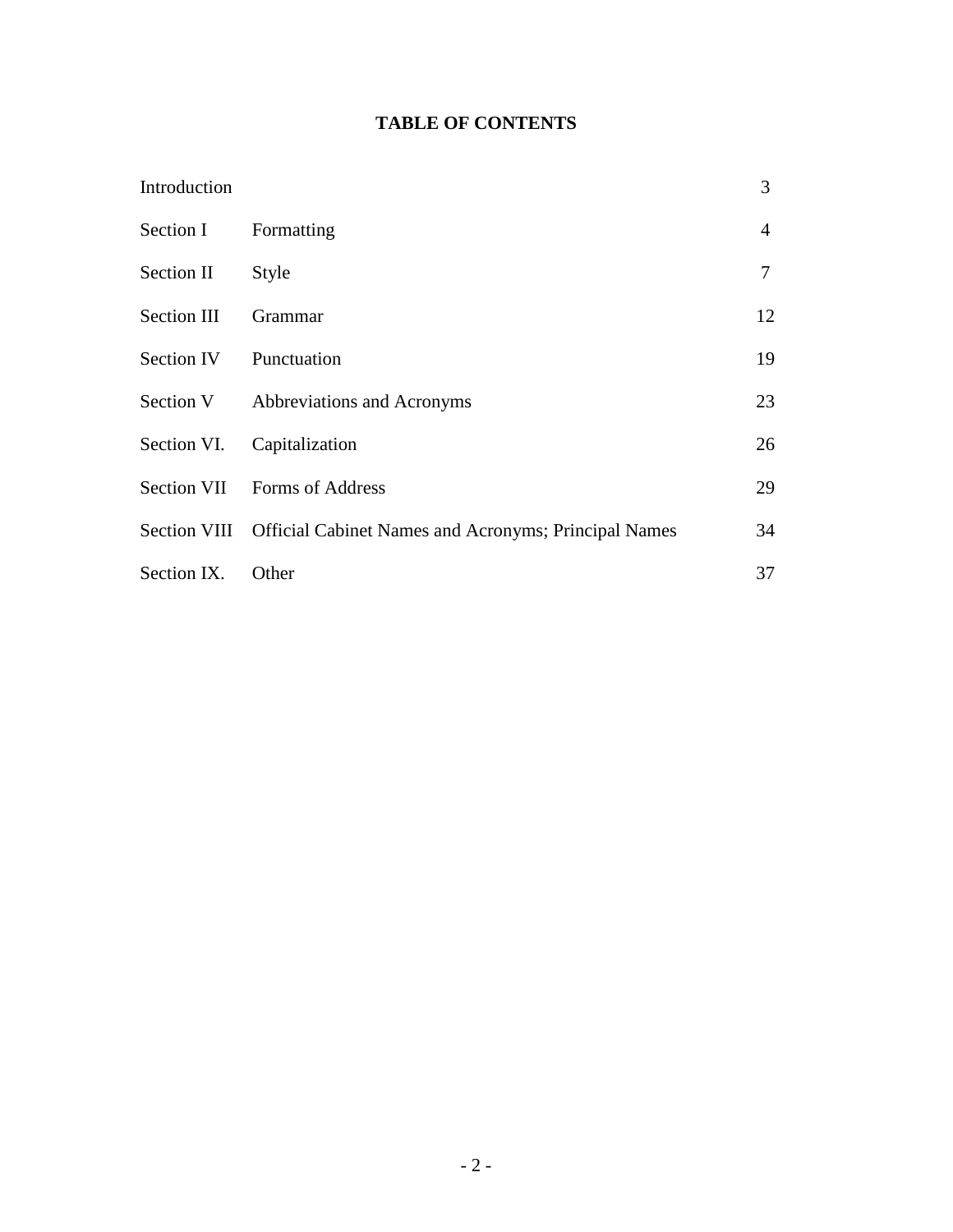# TABLE OF CONTENTS

| | | |
|---|---|---|
| Introduction | | 3 |
| Section I | Formatting | 4 |
| Section II | Style | 7 |
| Section III | Grammar | 12 |
| Section IV | Punctuation | 19 |
| Section V | Abbreviations and Acronyms | 23 |
| Section VI. | Capitalization | 26 |
| Section VII | Forms of Address | 29 |
| Section VIII | Official Cabinet Names and Acronyms; Principal Names | 34 |
| Section IX. | Other | 37 |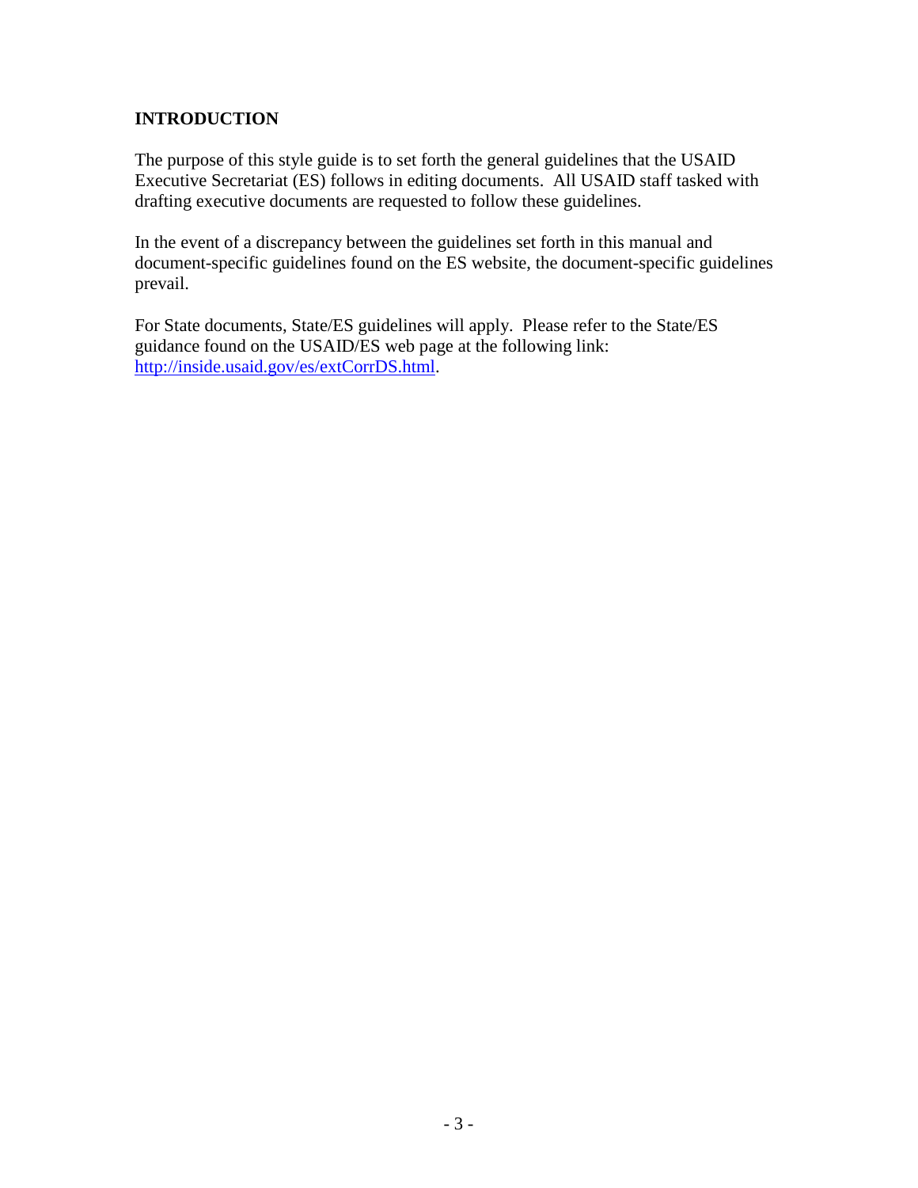## INTRODUCTION

The purpose of this style guide is to set forth the general guidelines that the USAID Executive Secretariat (ES) follows in editing documents. All USAID staff tasked with drafting executive documents are requested to follow these guidelines.

In the event of a discrepancy between the guidelines set forth in this manual and document-specific guidelines found on the ES website, the document-specific guidelines prevail.

For State documents, State/ES guidelines will apply. Please refer to the State/ES guidance found on the USAID/ES web page at the following link: [http://inside.usaid.gov/es/extCorrDS.html](http://inside.usaid.gov/es/extCorrDS.html).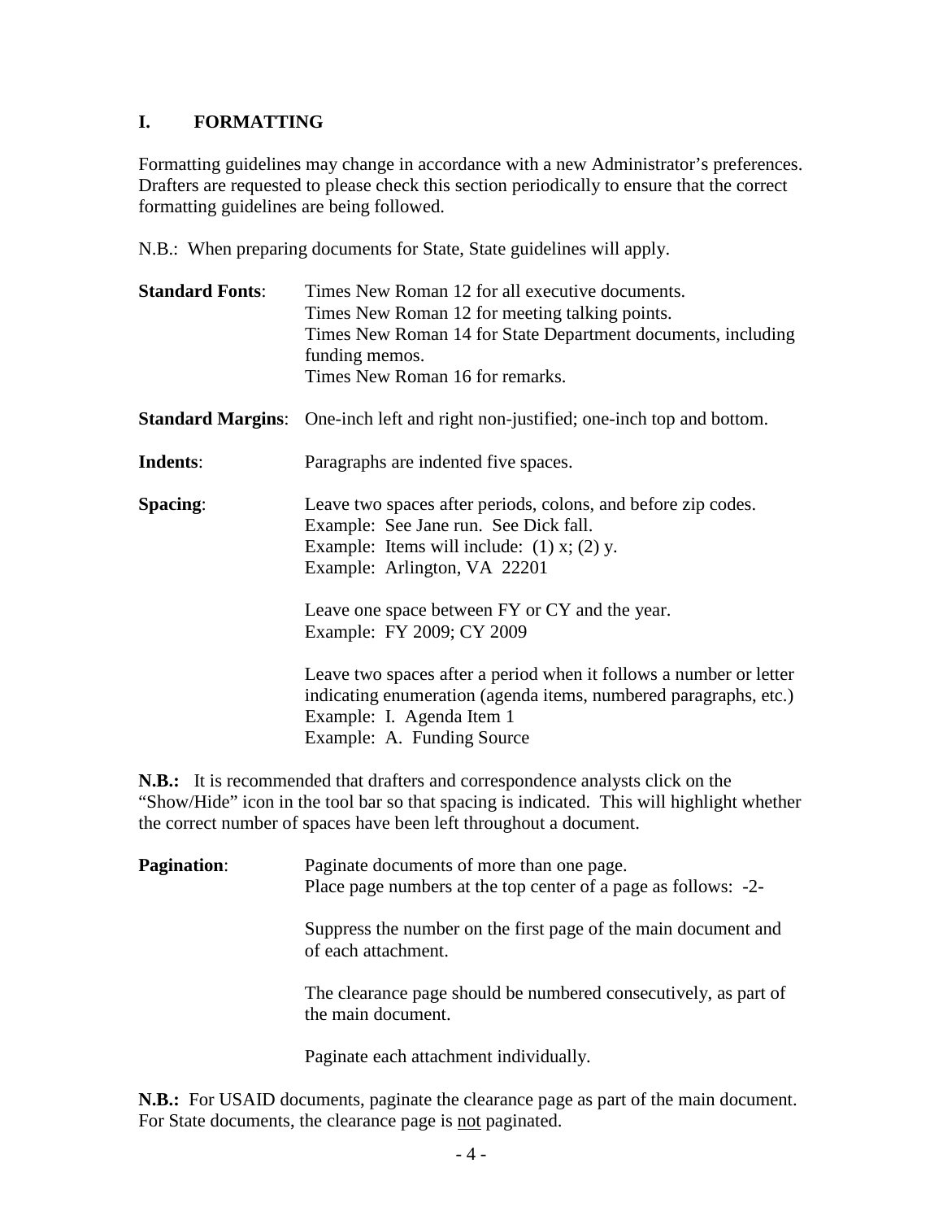## I. FORMATTING

Formatting guidelines may change in accordance with a new Administrator's preferences. Drafters are requested to please check this section periodically to ensure that the correct formatting guidelines are being followed.

N.B.: When preparing documents for State, State guidelines will apply.

**Standard Fonts**: Times New Roman 12 for all executive documents.
Times New Roman 12 for meeting talking points.
Times New Roman 14 for State Department documents, including funding memos.
Times New Roman 16 for remarks.

**Standard Margins**: One-inch left and right non-justified; one-inch top and bottom.

**Indents**: Paragraphs are indented five spaces.

**Spacing**: Leave two spaces after periods, colons, and before zip codes.
Example: See Jane run. See Dick fall.
Example: Items will include: (1) x; (2) y.
Example: Arlington, VA 22201

Leave one space between FY or CY and the year.
Example: FY 2009; CY 2009

Leave two spaces after a period when it follows a number or letter indicating enumeration (agenda items, numbered paragraphs, etc.)
Example: I. Agenda Item 1
Example: A. Funding Source

**N.B.:** It is recommended that drafters and correspondence analysts click on the "Show/Hide" icon in the tool bar so that spacing is indicated. This will highlight whether the correct number of spaces have been left throughout a document.

**Pagination**: Paginate documents of more than one page.
Place page numbers at the top center of a page as follows: -2-

Suppress the number on the first page of the main document and of each attachment.

The clearance page should be numbered consecutively, as part of the main document.

Paginate each attachment individually.

**N.B.:** For USAID documents, paginate the clearance page as part of the main document. For State documents, the clearance page is <u>not</u> paginated.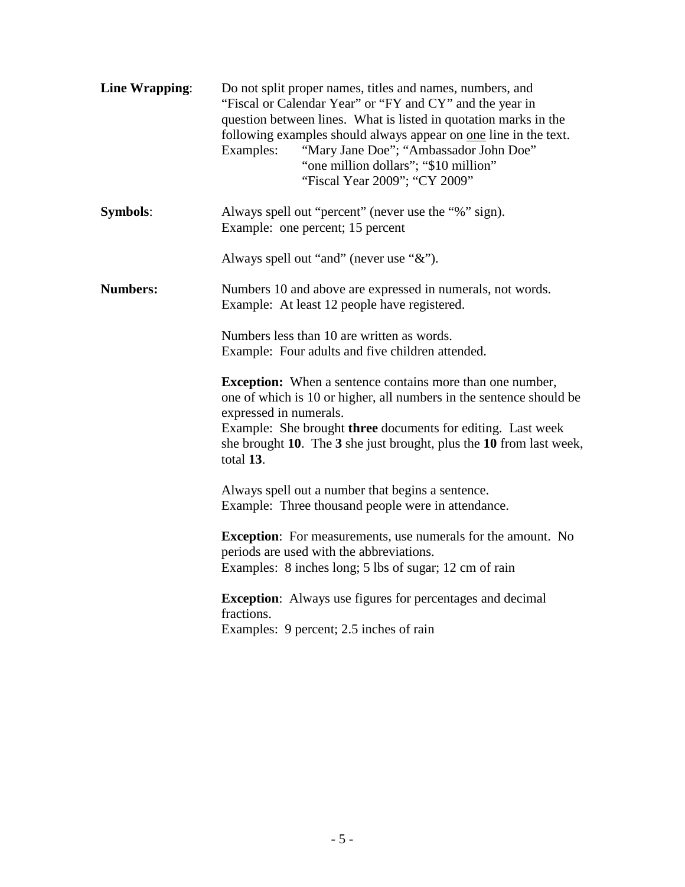**Line Wrapping**: Do not split proper names, titles and names, numbers, and "Fiscal or Calendar Year" or "FY and CY" and the year in question between lines. What is listed in quotation marks in the following examples should always appear on <u>one</u> line in the text.

Examples: "Mary Jane Doe"; "Ambassador John Doe"
"one million dollars"; "$10 million"
"Fiscal Year 2009"; "CY 2009"

**Symbols**: Always spell out "percent" (never use the "%" sign).
Example: one percent; 15 percent

Always spell out "and" (never use "&").

**Numbers:** Numbers 10 and above are expressed in numerals, not words.
Example: At least 12 people have registered.

Numbers less than 10 are written as words.
Example: Four adults and five children attended.

**Exception:** When a sentence contains more than one number, one of which is 10 or higher, all numbers in the sentence should be expressed in numerals.
Example: She brought **three** documents for editing. Last week she brought **10**. The **3** she just brought, plus the **10** from last week, total **13**.

Always spell out a number that begins a sentence.
Example: Three thousand people were in attendance.

**Exception**: For measurements, use numerals for the amount. No periods are used with the abbreviations.
Examples: 8 inches long; 5 lbs of sugar; 12 cm of rain

**Exception**: Always use figures for percentages and decimal fractions.
Examples: 9 percent; 2.5 inches of rain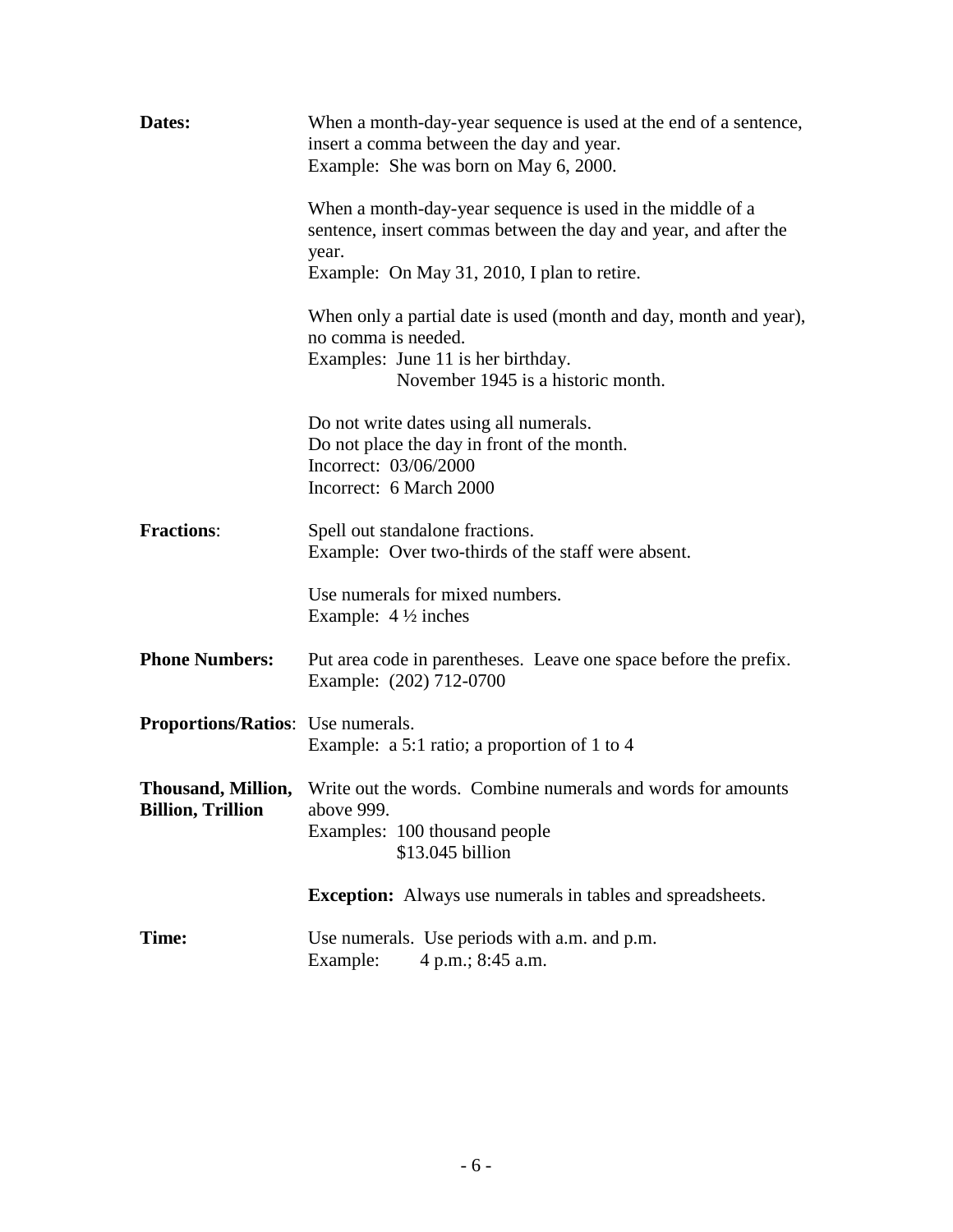**Dates:**

When a month-day-year sequence is used at the end of a sentence, insert a comma between the day and year.
Example: She was born on May 6, 2000.

When a month-day-year sequence is used in the middle of a sentence, insert commas between the day and year, and after the year.
Example: On May 31, 2010, I plan to retire.

When only a partial date is used (month and day, month and year), no comma is needed.
Examples: June 11 is her birthday.
November 1945 is a historic month.

Do not write dates using all numerals.
Do not place the day in front of the month.
Incorrect: 03/06/2000
Incorrect: 6 March 2000

**Fractions**:

Spell out standalone fractions.
Example: Over two-thirds of the staff were absent.

Use numerals for mixed numbers.
Example: 4 ½ inches

**Phone Numbers:**

Put area code in parentheses. Leave one space before the prefix.
Example: (202) 712-0700

**Proportions/Ratios**: Use numerals.
Example: a 5:1 ratio; a proportion of 1 to 4

**Thousand, Million, Billion, Trillion**

Write out the words. Combine numerals and words for amounts above 999.
Examples: 100 thousand people
$13.045 billion

**Exception:** Always use numerals in tables and spreadsheets.

**Time:**

Use numerals. Use periods with a.m. and p.m.
Example: 4 p.m.; 8:45 a.m.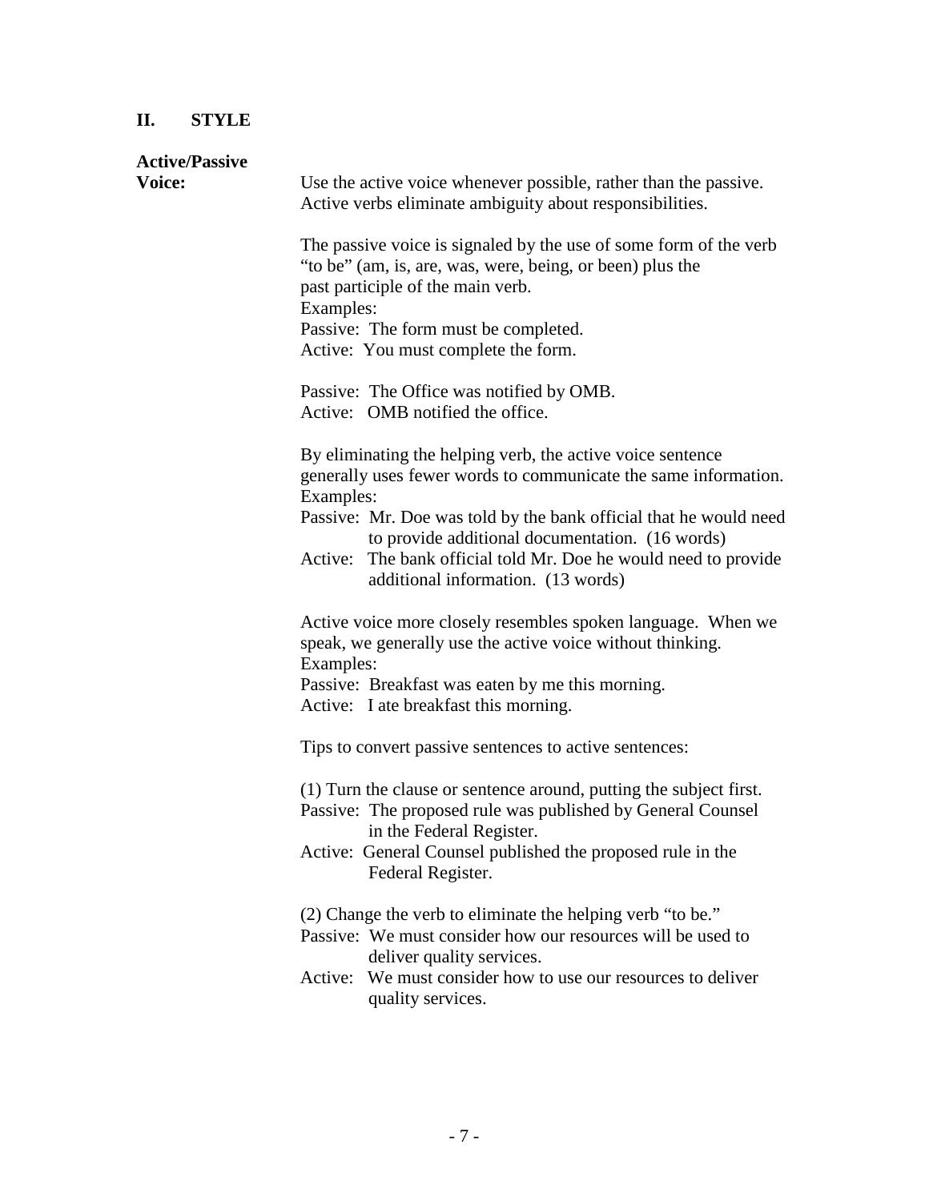## II. STYLE

**Active/Passive Voice:**

Use the active voice whenever possible, rather than the passive. Active verbs eliminate ambiguity about responsibilities.

The passive voice is signaled by the use of some form of the verb "to be" (am, is, are, was, were, being, or been) plus the past participle of the main verb.

Examples:

Passive: The form must be completed.
Active: You must complete the form.

Passive: The Office was notified by OMB.
Active: OMB notified the office.

By eliminating the helping verb, the active voice sentence generally uses fewer words to communicate the same information.

Examples:

Passive: Mr. Doe was told by the bank official that he would need to provide additional documentation. (16 words)
Active: The bank official told Mr. Doe he would need to provide additional information. (13 words)

Active voice more closely resembles spoken language. When we speak, we generally use the active voice without thinking.

Examples:

Passive: Breakfast was eaten by me this morning.
Active: I ate breakfast this morning.

Tips to convert passive sentences to active sentences:

(1) Turn the clause or sentence around, putting the subject first.
Passive: The proposed rule was published by General Counsel in the Federal Register.
Active: General Counsel published the proposed rule in the Federal Register.

(2) Change the verb to eliminate the helping verb "to be."
Passive: We must consider how our resources will be used to deliver quality services.
Active: We must consider how to use our resources to deliver quality services.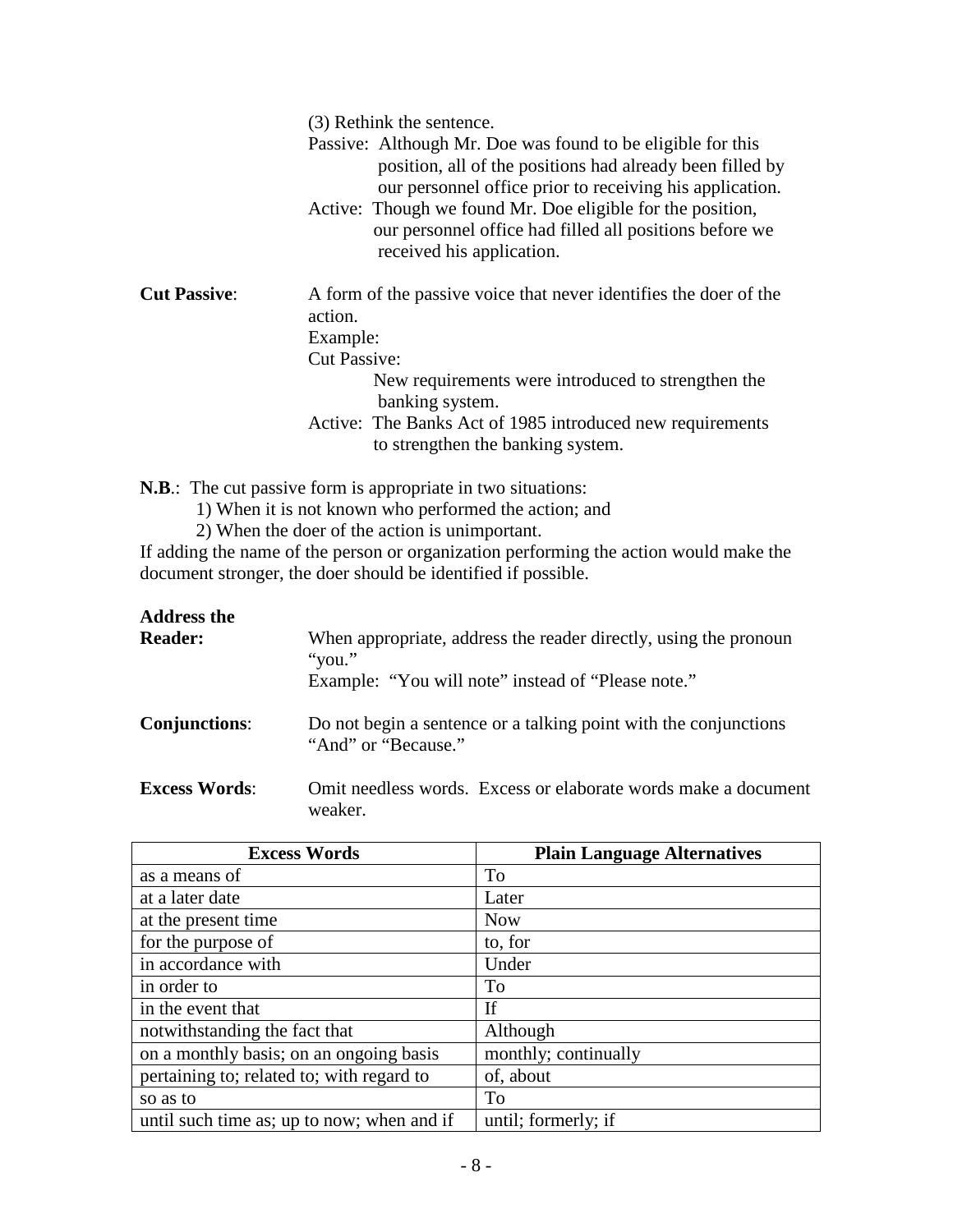(3) Rethink the sentence.

Passive: Although Mr. Doe was found to be eligible for this position, all of the positions had already been filled by our personnel office prior to receiving his application.

Active: Though we found Mr. Doe eligible for the position, our personnel office had filled all positions before we received his application.

**Cut Passive**: A form of the passive voice that never identifies the doer of the action.

Example:

Cut Passive:

New requirements were introduced to strengthen the banking system.

Active: The Banks Act of 1985 introduced new requirements to strengthen the banking system.

**N.B**.: The cut passive form is appropriate in two situations:

1) When it is not known who performed the action; and
2) When the doer of the action is unimportant.

If adding the name of the person or organization performing the action would make the document stronger, the doer should be identified if possible.

**Address the Reader:** When appropriate, address the reader directly, using the pronoun "you."

Example: "You will note" instead of "Please note."

**Conjunctions**: Do not begin a sentence or a talking point with the conjunctions "And" or "Because."

**Excess Words**: Omit needless words. Excess or elaborate words make a document weaker.

| Excess Words | Plain Language Alternatives |
|---|---|
| as a means of | To |
| at a later date | Later |
| at the present time | Now |
| for the purpose of | to, for |
| in accordance with | Under |
| in order to | To |
| in the event that | If |
| notwithstanding the fact that | Although |
| on a monthly basis; on an ongoing basis | monthly; continually |
| pertaining to; related to; with regard to | of, about |
| so as to | To |
| until such time as; up to now; when and if | until; formerly; if |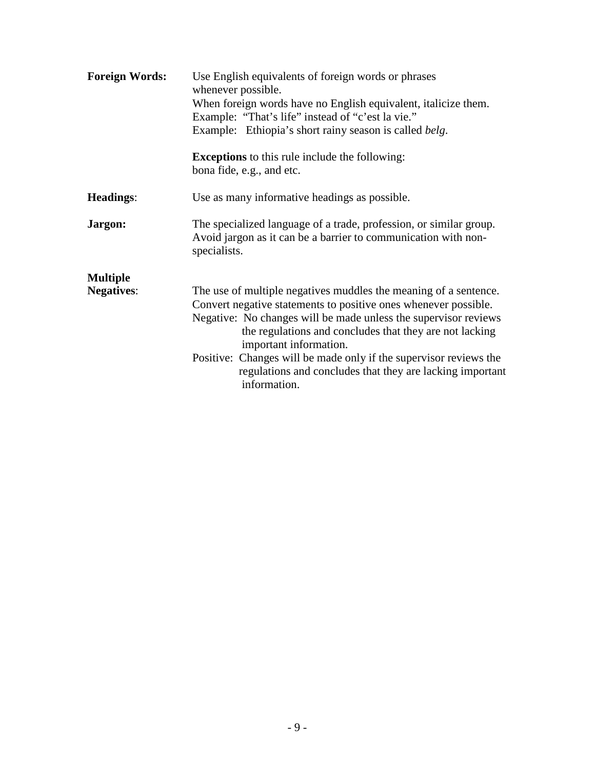**Foreign Words:** Use English equivalents of foreign words or phrases whenever possible.
When foreign words have no English equivalent, italicize them.
Example: "That's life" instead of "c'est la vie."
Example: Ethiopia's short rainy season is called *belg*.

**Exceptions** to this rule include the following:
bona fide, e.g., and etc.

**Headings**: Use as many informative headings as possible.

**Jargon:** The specialized language of a trade, profession, or similar group. Avoid jargon as it can be a barrier to communication with non-specialists.

**Multiple Negatives**: The use of multiple negatives muddles the meaning of a sentence. Convert negative statements to positive ones whenever possible.
Negative: No changes will be made unless the supervisor reviews the regulations and concludes that they are not lacking important information.
Positive: Changes will be made only if the supervisor reviews the regulations and concludes that they are lacking important information.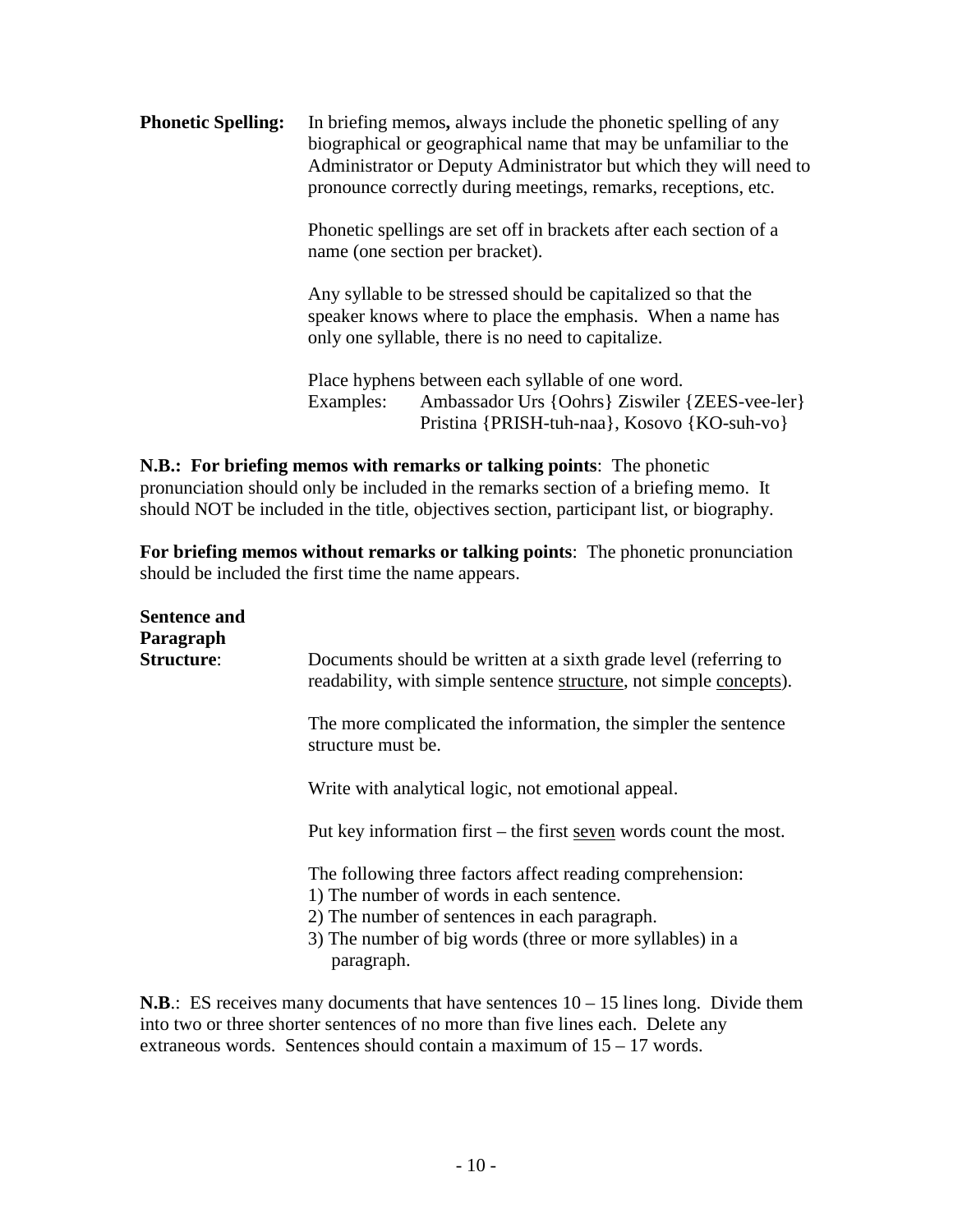**Phonetic Spelling:** In briefing memos**,** always include the phonetic spelling of any biographical or geographical name that may be unfamiliar to the Administrator or Deputy Administrator but which they will need to pronounce correctly during meetings, remarks, receptions, etc.

Phonetic spellings are set off in brackets after each section of a name (one section per bracket).

Any syllable to be stressed should be capitalized so that the speaker knows where to place the emphasis. When a name has only one syllable, there is no need to capitalize.

Place hyphens between each syllable of one word.

Examples: Ambassador Urs {Oohrs} Ziswiler {ZEES-vee-ler}
Pristina {PRISH-tuh-naa}, Kosovo {KO-suh-vo}

**N.B.: For briefing memos with remarks or talking points**: The phonetic pronunciation should only be included in the remarks section of a briefing memo. It should NOT be included in the title, objectives section, participant list, or biography.

**For briefing memos without remarks or talking points**: The phonetic pronunciation should be included the first time the name appears.

**Sentence and Paragraph Structure**: Documents should be written at a sixth grade level (referring to readability, with simple sentence structure, not simple concepts).

The more complicated the information, the simpler the sentence structure must be.

Write with analytical logic, not emotional appeal.

Put key information first – the first seven words count the most.

The following three factors affect reading comprehension:

1) The number of words in each sentence.
2) The number of sentences in each paragraph.
3) The number of big words (three or more syllables) in a paragraph.

**N.B**.: ES receives many documents that have sentences 10 – 15 lines long. Divide them into two or three shorter sentences of no more than five lines each. Delete any extraneous words. Sentences should contain a maximum of 15 – 17 words.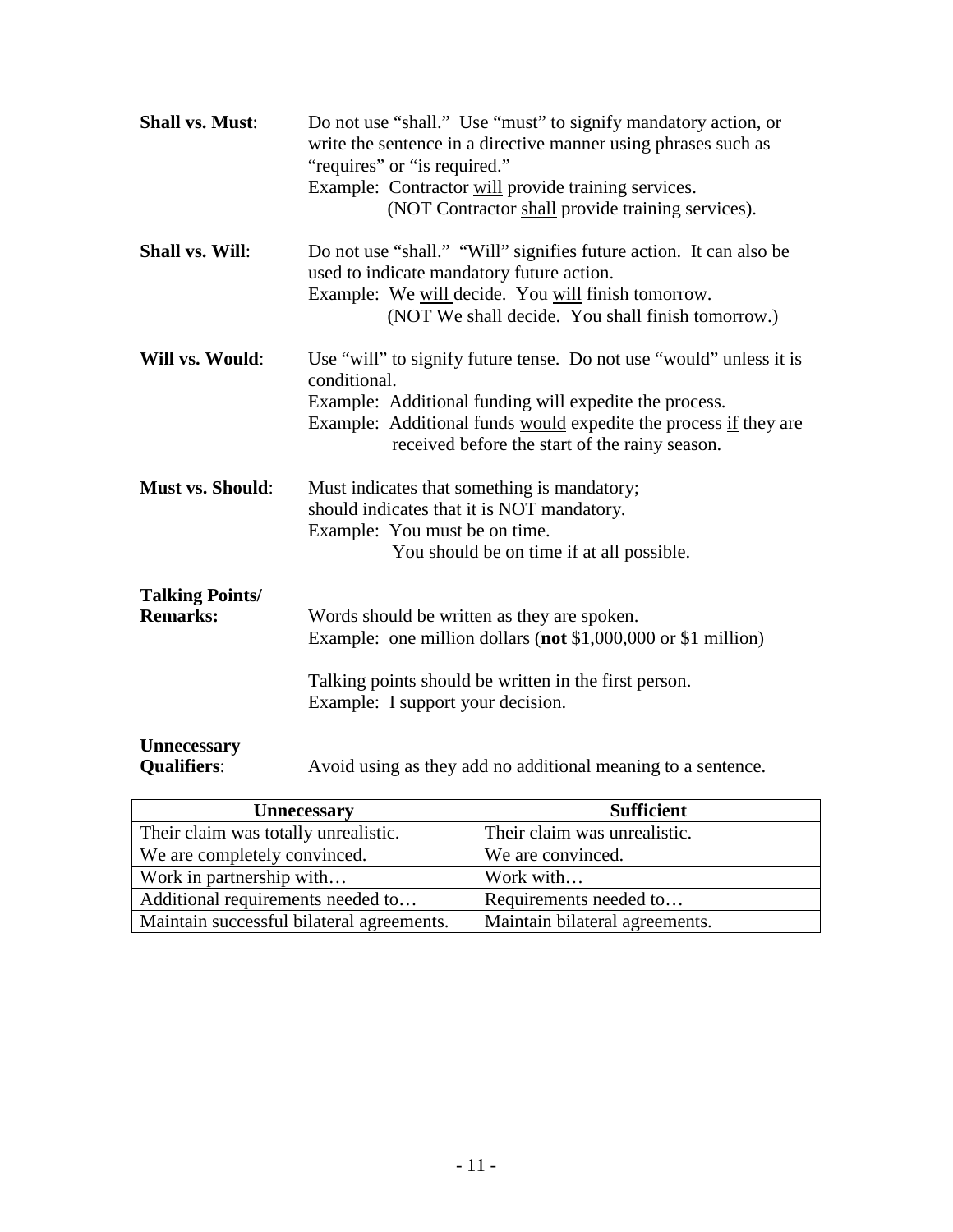**Shall vs. Must**: Do not use "shall." Use "must" to signify mandatory action, or write the sentence in a directive manner using phrases such as "requires" or "is required."
Example: Contractor <u>will</u> provide training services.
(NOT Contractor <u>shall</u> provide training services).

**Shall vs. Will**: Do not use "shall." "Will" signifies future action. It can also be used to indicate mandatory future action.
Example: We <u>will</u> decide. You <u>will</u> finish tomorrow.
(NOT We shall decide. You shall finish tomorrow.)

**Will vs. Would**: Use "will" to signify future tense. Do not use "would" unless it is conditional.
Example: Additional funding will expedite the process.
Example: Additional funds <u>would</u> expedite the process <u>if</u> they are received before the start of the rainy season.

**Must vs. Should**: Must indicates that something is mandatory; should indicates that it is NOT mandatory.
Example: You must be on time.
You should be on time if at all possible.

**Talking Points/ Remarks:** Words should be written as they are spoken.
Example: one million dollars (**not** $1,000,000 or $1 million)

Talking points should be written in the first person.
Example: I support your decision.

**Unnecessary Qualifiers**: Avoid using as they add no additional meaning to a sentence.

| Unnecessary | Sufficient |
|---|---|
| Their claim was totally unrealistic. | Their claim was unrealistic. |
| We are completely convinced. | We are convinced. |
| Work in partnership with… | Work with… |
| Additional requirements needed to… | Requirements needed to… |
| Maintain successful bilateral agreements. | Maintain bilateral agreements. |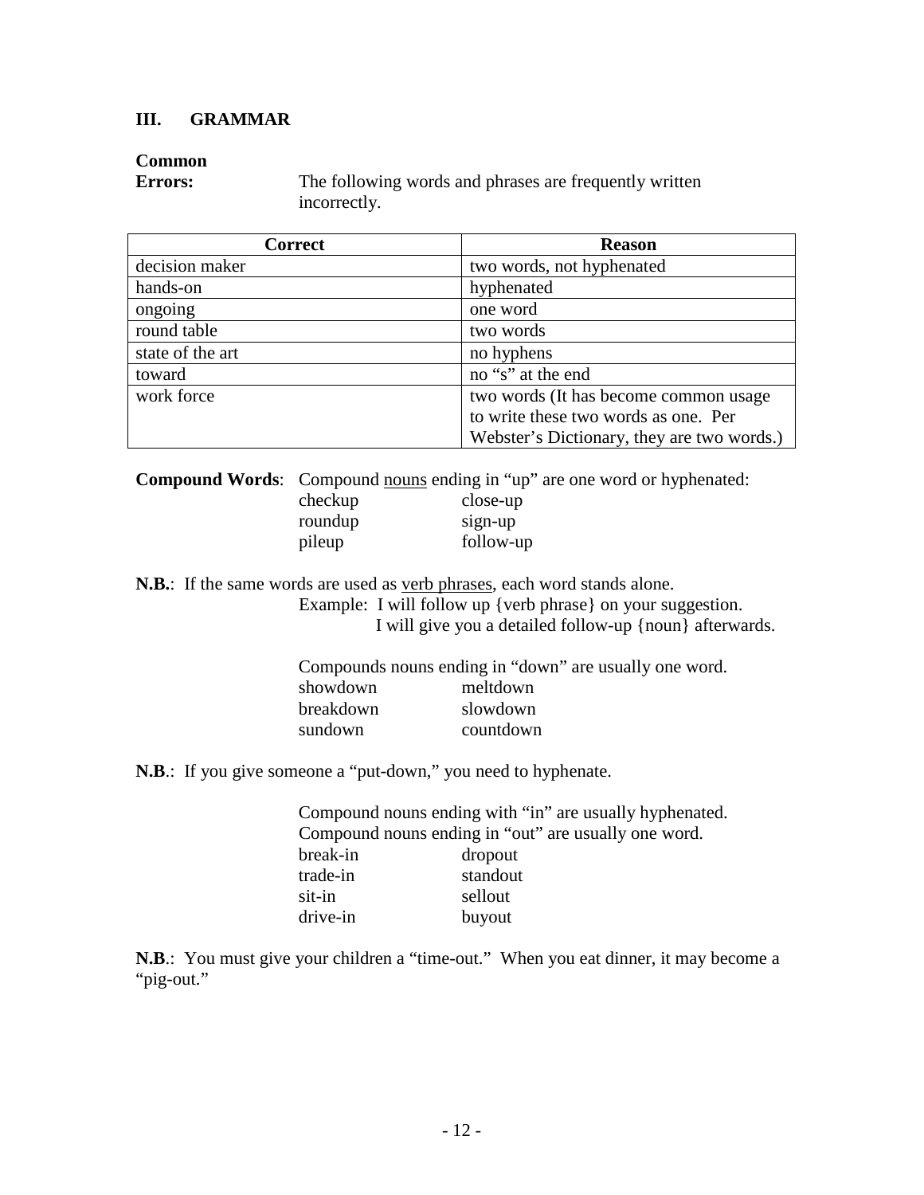## III. GRAMMAR

**Common Errors:** The following words and phrases are frequently written incorrectly.

| Correct | Reason |
| --- | --- |
| decision maker | two words, not hyphenated |
| hands-on | hyphenated |
| ongoing | one word |
| round table | two words |
| state of the art | no hyphens |
| toward | no "s" at the end |
| work force | two words (It has become common usage to write these two words as one. Per Webster's Dictionary, they are two words.) |

**Compound Words**: Compound <u>nouns</u> ending in "up" are one word or hyphenated:

| | |
| --- | --- |
| checkup | close-up |
| roundup | sign-up |
| pileup | follow-up |

**N.B.**: If the same words are used as <u>verb phrases</u>, each word stands alone.

Example: I will follow up {verb phrase} on your suggestion.
I will give you a detailed follow-up {noun} afterwards.

Compounds nouns ending in "down" are usually one word.

| | |
| --- | --- |
| showdown | meltdown |
| breakdown | slowdown |
| sundown | countdown |

**N.B**.: If you give someone a "put-down," you need to hyphenate.

Compound nouns ending with "in" are usually hyphenated.
Compound nouns ending in "out" are usually one word.

| | |
| --- | --- |
| break-in | dropout |
| trade-in | standout |
| sit-in | sellout |
| drive-in | buyout |

**N.B**.: You must give your children a "time-out." When you eat dinner, it may become a "pig-out."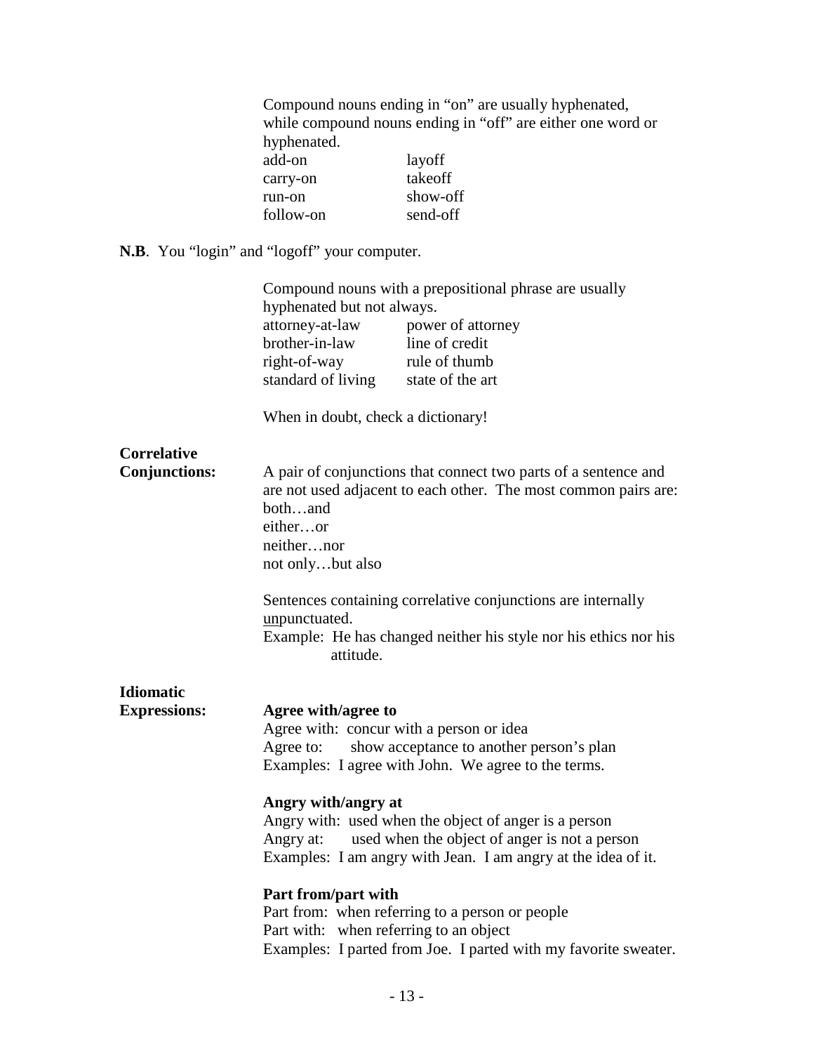Compound nouns ending in "on" are usually hyphenated, while compound nouns ending in "off" are either one word or hyphenated.

| | |
|---|---|
| add-on | layoff |
| carry-on | takeoff |
| run-on | show-off |
| follow-on | send-off |

**N.B**. You "login" and "logoff" your computer.

Compound nouns with a prepositional phrase are usually hyphenated but not always.

| | |
|---|---|
| attorney-at-law | power of attorney |
| brother-in-law | line of credit |
| right-of-way | rule of thumb |
| standard of living | state of the art |

When in doubt, check a dictionary!

**Correlative Conjunctions:**

A pair of conjunctions that connect two parts of a sentence and are not used adjacent to each other. The most common pairs are:

both…and
either…or
neither…nor
not only…but also

Sentences containing correlative conjunctions are internally unpunctuated.

Example: He has changed neither his style nor his ethics nor his attitude.

**Idiomatic Expressions:**

**Agree with/agree to**

Agree with: concur with a person or idea
Agree to: show acceptance to another person's plan
Examples: I agree with John. We agree to the terms.

**Angry with/angry at**

Angry with: used when the object of anger is a person
Angry at: used when the object of anger is not a person
Examples: I am angry with Jean. I am angry at the idea of it.

**Part from/part with**

Part from: when referring to a person or people
Part with: when referring to an object
Examples: I parted from Joe. I parted with my favorite sweater.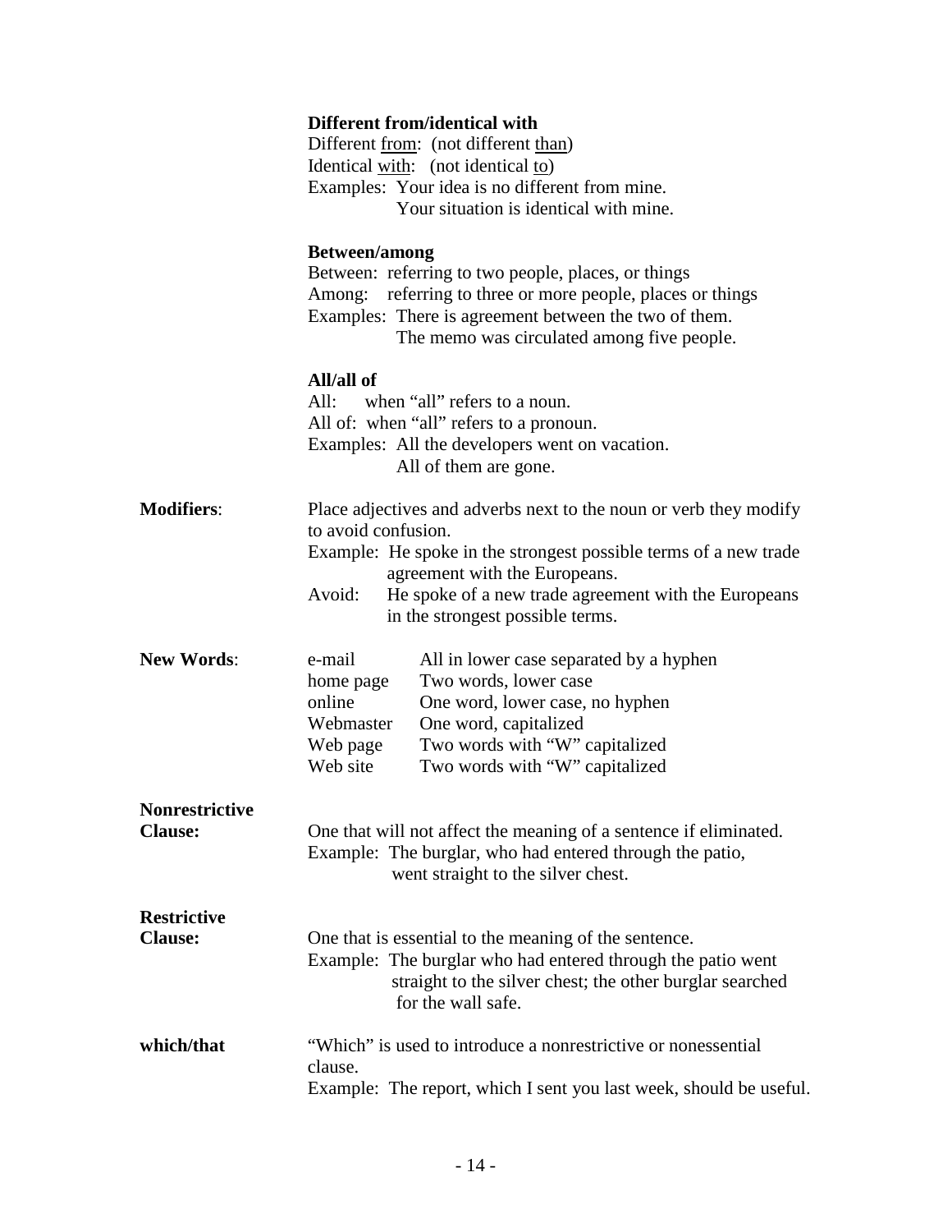**Different from/identical with**

Different <u>from</u>: (not different <u>than</u>)
Identical <u>with</u>: (not identical <u>to</u>)
Examples: Your idea is no different from mine.
Your situation is identical with mine.

**Between/among**

Between: referring to two people, places, or things
Among: referring to three or more people, places or things
Examples: There is agreement between the two of them.
The memo was circulated among five people.

**All/all of**

All: when "all" refers to a noun.
All of: when "all" refers to a pronoun.
Examples: All the developers went on vacation.
All of them are gone.

**Modifiers**: Place adjectives and adverbs next to the noun or verb they modify to avoid confusion.
Example: He spoke in the strongest possible terms of a new trade agreement with the Europeans.
Avoid: He spoke of a new trade agreement with the Europeans in the strongest possible terms.

**New Words**:

| | |
|---|---|
| e-mail | All in lower case separated by a hyphen |
| home page | Two words, lower case |
| online | One word, lower case, no hyphen |
| Webmaster | One word, capitalized |
| Web page | Two words with "W" capitalized |
| Web site | Two words with "W" capitalized |

**Nonrestrictive Clause:** One that will not affect the meaning of a sentence if eliminated.
Example: The burglar, who had entered through the patio, went straight to the silver chest.

**Restrictive Clause:** One that is essential to the meaning of the sentence.
Example: The burglar who had entered through the patio went straight to the silver chest; the other burglar searched for the wall safe.

**which/that** "Which" is used to introduce a nonrestrictive or nonessential clause.
Example: The report, which I sent you last week, should be useful.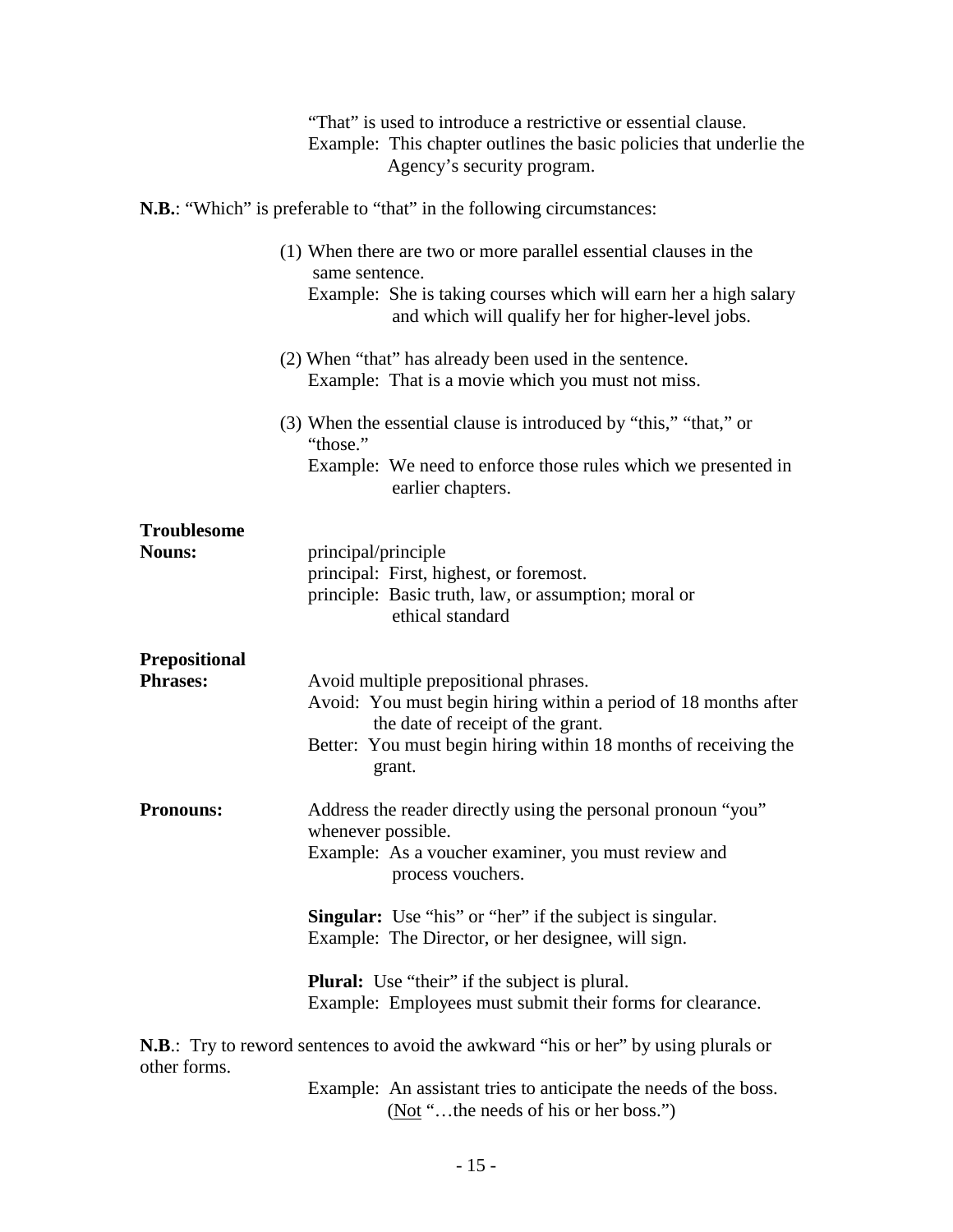"That" is used to introduce a restrictive or essential clause.
Example: This chapter outlines the basic policies that underlie the Agency's security program.

**N.B.**: "Which" is preferable to "that" in the following circumstances:

(1) When there are two or more parallel essential clauses in the same sentence.
Example: She is taking courses which will earn her a high salary and which will qualify her for higher-level jobs.

(2) When "that" has already been used in the sentence.
Example: That is a movie which you must not miss.

(3) When the essential clause is introduced by "this," "that," or "those."
Example: We need to enforce those rules which we presented in earlier chapters.

**Troublesome Nouns:**

principal/principle
principal: First, highest, or foremost.
principle: Basic truth, law, or assumption; moral or ethical standard

**Prepositional Phrases:**

Avoid multiple prepositional phrases.
Avoid: You must begin hiring within a period of 18 months after the date of receipt of the grant.
Better: You must begin hiring within 18 months of receiving the grant.

**Pronouns:**

Address the reader directly using the personal pronoun "you" whenever possible.
Example: As a voucher examiner, you must review and process vouchers.

**Singular:** Use "his" or "her" if the subject is singular.
Example: The Director, or her designee, will sign.

**Plural:** Use "their" if the subject is plural.
Example: Employees must submit their forms for clearance.

**N.B.**: Try to reword sentences to avoid the awkward "his or her" by using plurals or other forms.

Example: An assistant tries to anticipate the needs of the boss. (Not "…the needs of his or her boss.")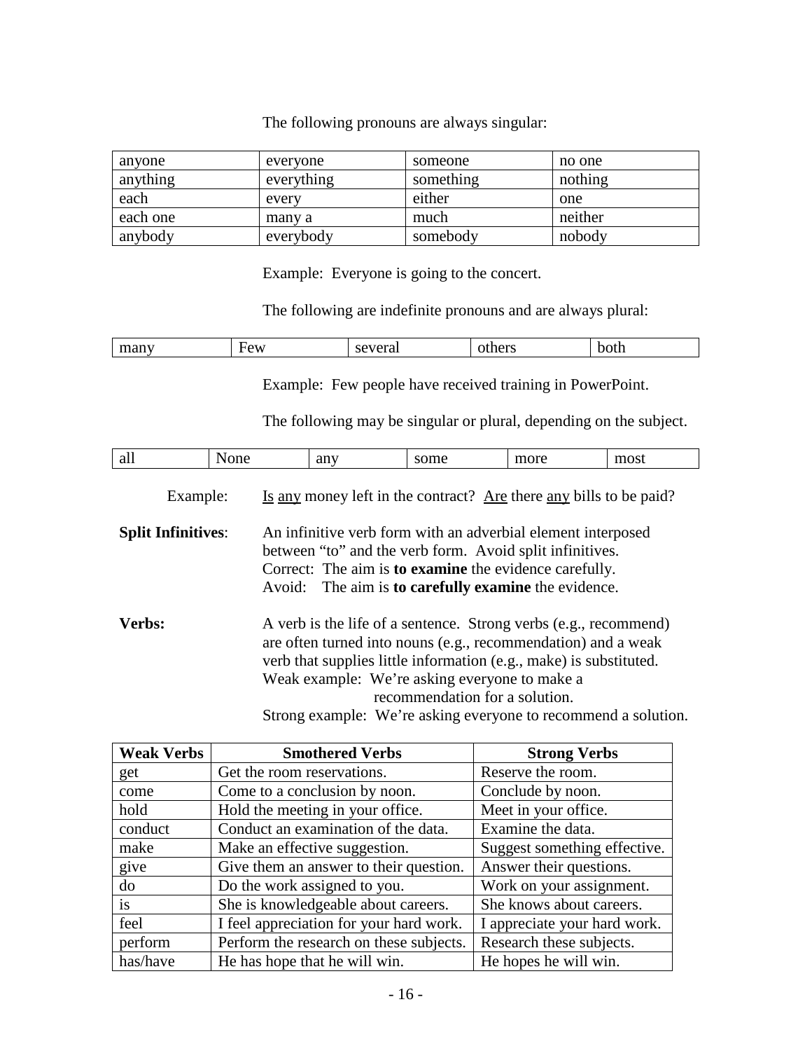The following pronouns are always singular:

| anyone | everyone | someone | no one |
|---|---|---|---|
| anything | everything | something | nothing |
| each | every | either | one |
| each one | many a | much | neither |
| anybody | everybody | somebody | nobody |

Example: Everyone is going to the concert.

The following are indefinite pronouns and are always plural:

| many | Few | several | others | both |
|---|---|---|---|---|

Example: Few people have received training in PowerPoint.

The following may be singular or plural, depending on the subject.

| all | None | any | some | more | most |
|---|---|---|---|---|---|

Example: Is any money left in the contract? Are there any bills to be paid?

**Split Infinitives**: An infinitive verb form with an adverbial element interposed between "to" and the verb form. Avoid split infinitives.
Correct: The aim is **to examine** the evidence carefully.
Avoid: The aim is **to carefully examine** the evidence.

**Verbs:** A verb is the life of a sentence. Strong verbs (e.g., recommend) are often turned into nouns (e.g., recommendation) and a weak verb that supplies little information (e.g., make) is substituted.
Weak example: We're asking everyone to make a recommendation for a solution.
Strong example: We're asking everyone to recommend a solution.

| Weak Verbs | Smothered Verbs | Strong Verbs |
|---|---|---|
| get | Get the room reservations. | Reserve the room. |
| come | Come to a conclusion by noon. | Conclude by noon. |
| hold | Hold the meeting in your office. | Meet in your office. |
| conduct | Conduct an examination of the data. | Examine the data. |
| make | Make an effective suggestion. | Suggest something effective. |
| give | Give them an answer to their question. | Answer their questions. |
| do | Do the work assigned to you. | Work on your assignment. |
| is | She is knowledgeable about careers. | She knows about careers. |
| feel | I feel appreciation for your hard work. | I appreciate your hard work. |
| perform | Perform the research on these subjects. | Research these subjects. |
| has/have | He has hope that he will win. | He hopes he will win. |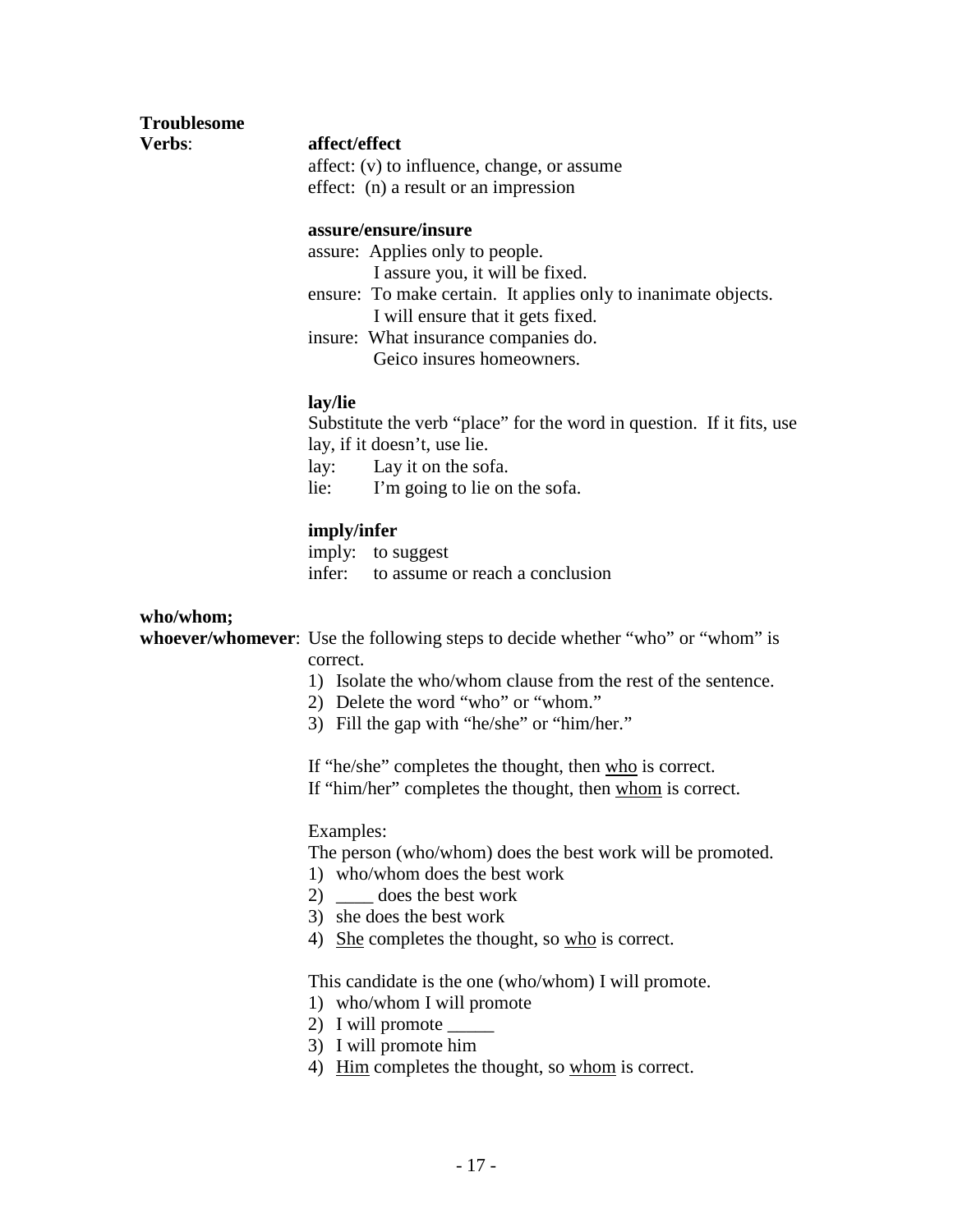**Troublesome Verbs**:

**affect/effect**

affect: (v) to influence, change, or assume
effect: (n) a result or an impression

**assure/ensure/insure**

assure: Applies only to people.
I assure you, it will be fixed.
ensure: To make certain. It applies only to inanimate objects.
I will ensure that it gets fixed.
insure: What insurance companies do.
Geico insures homeowners.

**lay/lie**

Substitute the verb "place" for the word in question. If it fits, use lay, if it doesn't, use lie.

lay: Lay it on the sofa.
lie: I'm going to lie on the sofa.

**imply/infer**

imply: to suggest
infer: to assume or reach a conclusion

**who/whom; whoever/whomever**: Use the following steps to decide whether "who" or "whom" is correct.

1) Isolate the who/whom clause from the rest of the sentence.
2) Delete the word "who" or "whom."
3) Fill the gap with "he/she" or "him/her."

If "he/she" completes the thought, then <u>who</u> is correct.
If "him/her" completes the thought, then <u>whom</u> is correct.

Examples:
The person (who/whom) does the best work will be promoted.

1) who/whom does the best work
2) ____ does the best work
3) she does the best work
4) <u>She</u> completes the thought, so <u>who</u> is correct.

This candidate is the one (who/whom) I will promote.

1) who/whom I will promote
2) I will promote _____
3) I will promote him
4) <u>Him</u> completes the thought, so <u>whom</u> is correct.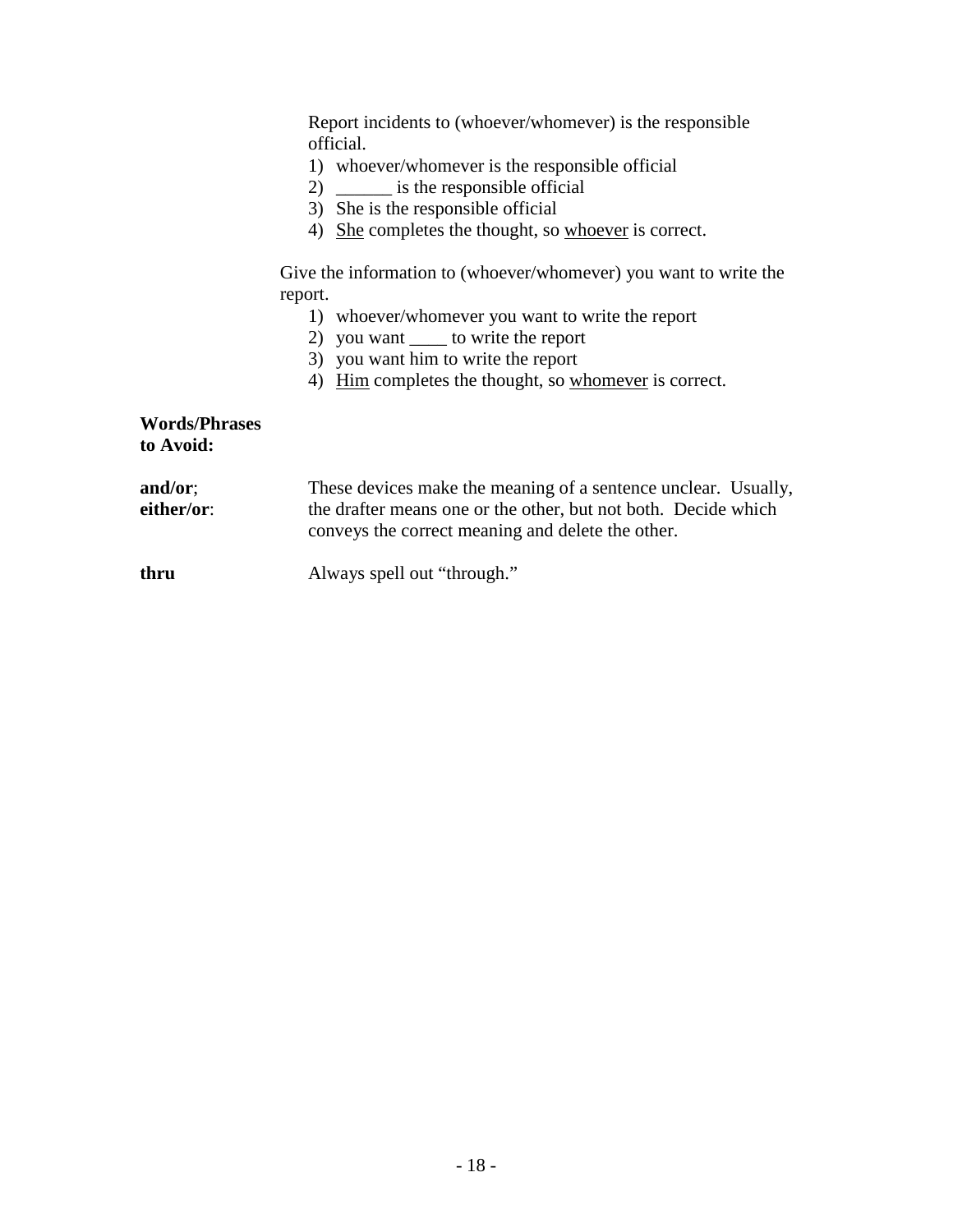Report incidents to (whoever/whomever) is the responsible official.

1) whoever/whomever is the responsible official
2) ______ is the responsible official
3) She is the responsible official
4) <u>She</u> completes the thought, so <u>whoever</u> is correct.

Give the information to (whoever/whomever) you want to write the report.

1) whoever/whomever you want to write the report
2) you want ____ to write the report
3) you want him to write the report
4) <u>Him</u> completes the thought, so <u>whomever</u> is correct.

**Words/Phrases to Avoid:**

**and/or**; **either/or**: These devices make the meaning of a sentence unclear. Usually, the drafter means one or the other, but not both. Decide which conveys the correct meaning and delete the other.

**thru** Always spell out "through."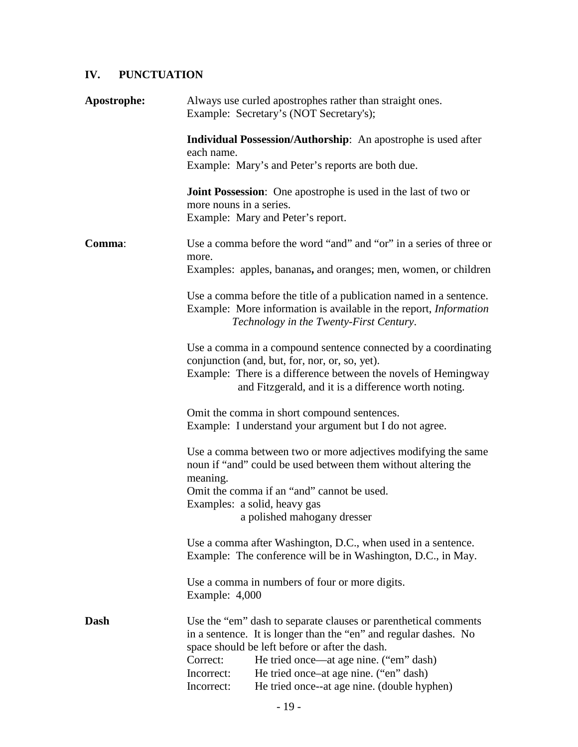## IV. PUNCTUATION

**Apostrophe:**

Always use curled apostrophes rather than straight ones.
Example: Secretary’s (NOT Secretary's);

**Individual Possession/Authorship**: An apostrophe is used after each name.
Example: Mary’s and Peter’s reports are both due.

**Joint Possession**: One apostrophe is used in the last of two or more nouns in a series.
Example: Mary and Peter’s report.

**Comma**:

Use a comma before the word “and” and “or” in a series of three or more.
Examples: apples, bananas**,** and oranges; men, women, or children

Use a comma before the title of a publication named in a sentence.
Example: More information is available in the report, *Information Technology in the Twenty-First Century*.

Use a comma in a compound sentence connected by a coordinating conjunction (and, but, for, nor, or, so, yet).
Example: There is a difference between the novels of Hemingway and Fitzgerald, and it is a difference worth noting.

Omit the comma in short compound sentences.
Example: I understand your argument but I do not agree.

Use a comma between two or more adjectives modifying the same noun if “and” could be used between them without altering the meaning.
Omit the comma if an “and” cannot be used.
Examples: a solid, heavy gas
a polished mahogany dresser

Use a comma after Washington, D.C., when used in a sentence.
Example: The conference will be in Washington, D.C., in May.

Use a comma in numbers of four or more digits.
Example: 4,000

**Dash**

Use the “em” dash to separate clauses or parenthetical comments in a sentence. It is longer than the “en” and regular dashes. No space should be left before or after the dash.

Correct: He tried once—at age nine. (“em” dash)
Incorrect: He tried once–at age nine. (“en” dash)
Incorrect: He tried once--at age nine. (double hyphen)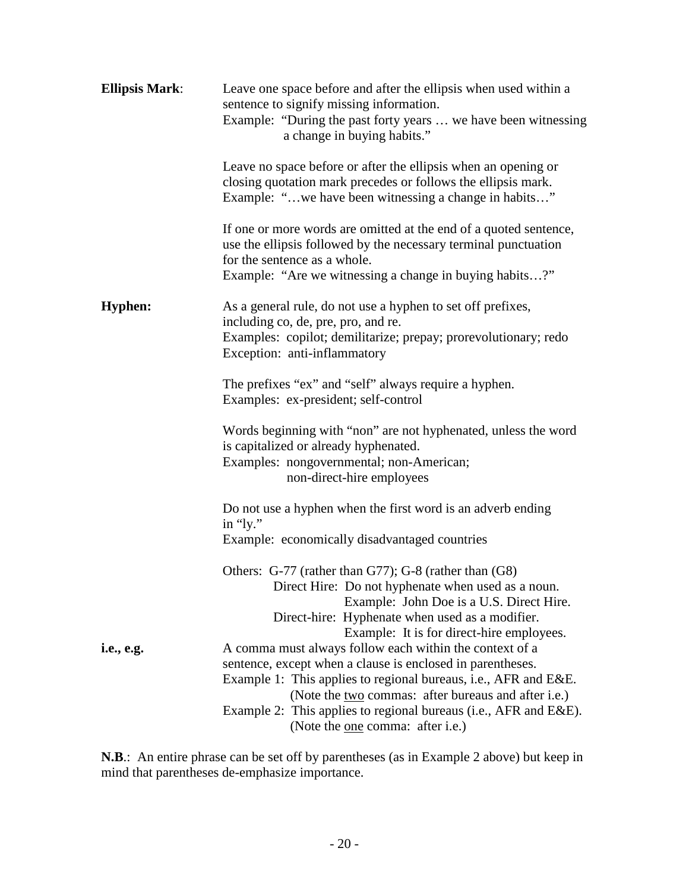**Ellipsis Mark**: Leave one space before and after the ellipsis when used within a sentence to signify missing information.
Example: "During the past forty years … we have been witnessing a change in buying habits."

Leave no space before or after the ellipsis when an opening or closing quotation mark precedes or follows the ellipsis mark.
Example: "…we have been witnessing a change in habits…"

If one or more words are omitted at the end of a quoted sentence, use the ellipsis followed by the necessary terminal punctuation for the sentence as a whole.
Example: "Are we witnessing a change in buying habits…?"

**Hyphen:** As a general rule, do not use a hyphen to set off prefixes, including co, de, pre, pro, and re.
Examples: copilot; demilitarize; prepay; prorevolutionary; redo
Exception: anti-inflammatory

The prefixes "ex" and "self" always require a hyphen.
Examples: ex-president; self-control

Words beginning with "non" are not hyphenated, unless the word is capitalized or already hyphenated.
Examples: nongovernmental; non-American; non-direct-hire employees

Do not use a hyphen when the first word is an adverb ending in "ly."
Example: economically disadvantaged countries

Others: G-77 (rather than G77); G-8 (rather than (G8)
Direct Hire: Do not hyphenate when used as a noun.
Example: John Doe is a U.S. Direct Hire.
Direct-hire: Hyphenate when used as a modifier.
Example: It is for direct-hire employees.

**i.e., e.g.** A comma must always follow each within the context of a sentence, except when a clause is enclosed in parentheses.
Example 1: This applies to regional bureaus, i.e., AFR and E&E.
(Note the <u>two</u> commas: after bureaus and after i.e.)
Example 2: This applies to regional bureaus (i.e., AFR and E&E).
(Note the <u>one</u> comma: after i.e.)

**N.B**.: An entire phrase can be set off by parentheses (as in Example 2 above) but keep in mind that parentheses de-emphasize importance.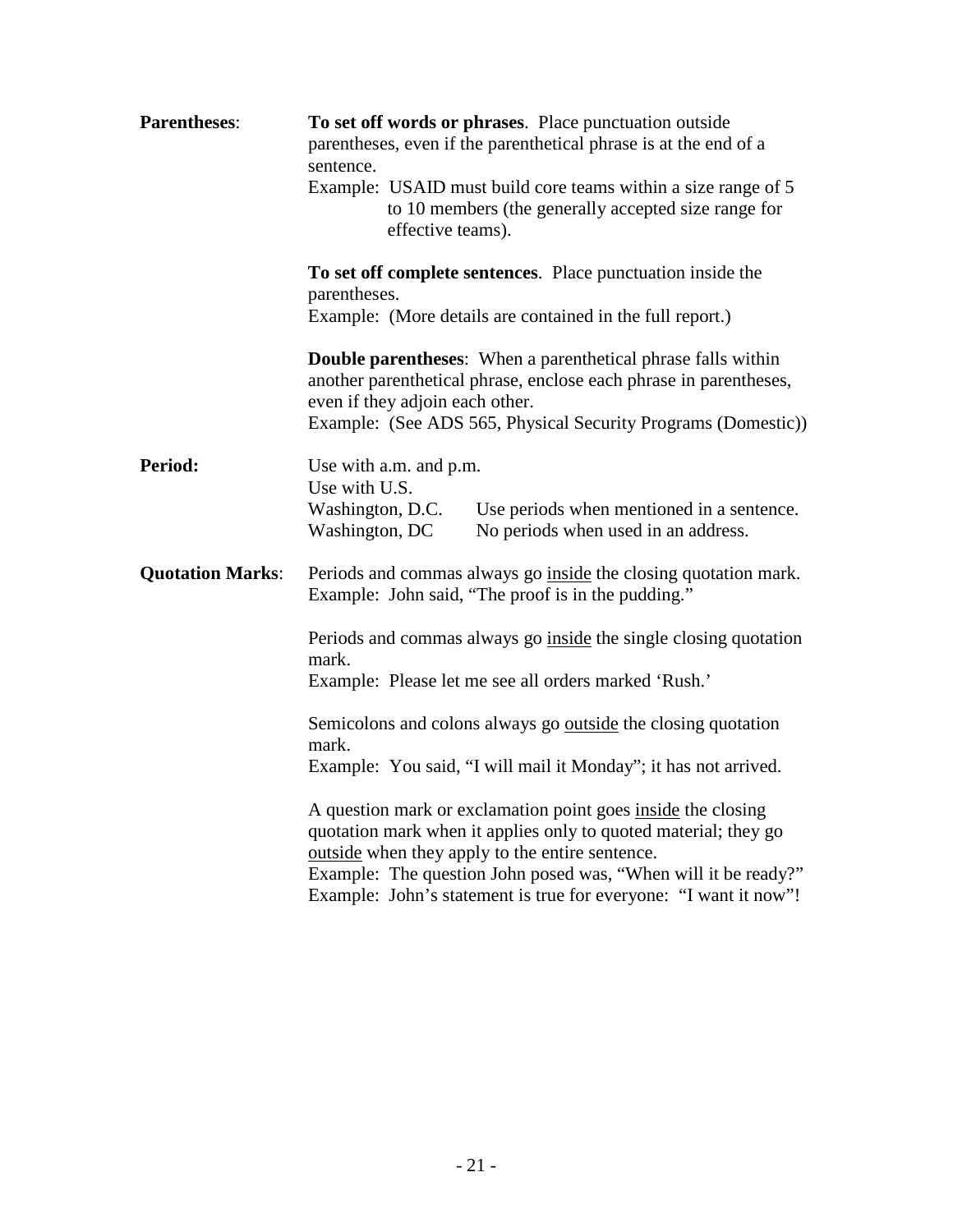**Parentheses**:

**To set off words or phrases**. Place punctuation outside parentheses, even if the parenthetical phrase is at the end of a sentence.
Example: USAID must build core teams within a size range of 5 to 10 members (the generally accepted size range for effective teams).

**To set off complete sentences**. Place punctuation inside the parentheses.
Example: (More details are contained in the full report.)

**Double parentheses**: When a parenthetical phrase falls within another parenthetical phrase, enclose each phrase in parentheses, even if they adjoin each other.
Example: (See ADS 565, Physical Security Programs (Domestic))

**Period:**

Use with a.m. and p.m.
Use with U.S.

| | |
|---|---|
| Washington, D.C. | Use periods when mentioned in a sentence. |
| Washington, DC | No periods when used in an address. |

**Quotation Marks**:

Periods and commas always go <u>inside</u> the closing quotation mark.
Example: John said, "The proof is in the pudding."

Periods and commas always go <u>inside</u> the single closing quotation mark.
Example: Please let me see all orders marked 'Rush.'

Semicolons and colons always go <u>outside</u> the closing quotation mark.
Example: You said, "I will mail it Monday"; it has not arrived.

A question mark or exclamation point goes <u>inside</u> the closing quotation mark when it applies only to quoted material; they go <u>outside</u> when they apply to the entire sentence.
Example: The question John posed was, "When will it be ready?"
Example: John's statement is true for everyone: "I want it now"!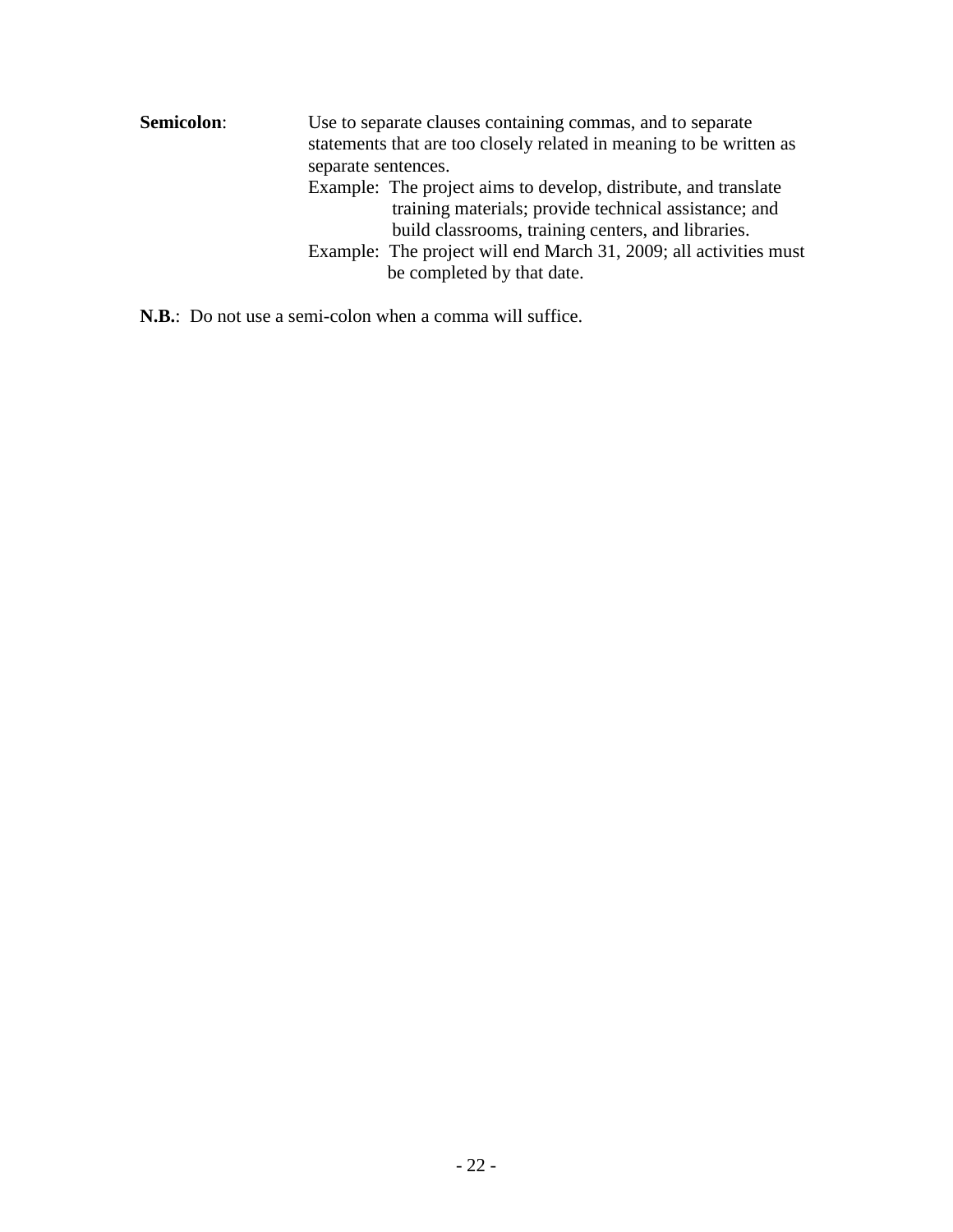**Semicolon**: Use to separate clauses containing commas, and to separate statements that are too closely related in meaning to be written as separate sentences.

Example: The project aims to develop, distribute, and translate training materials; provide technical assistance; and build classrooms, training centers, and libraries.

Example: The project will end March 31, 2009; all activities must be completed by that date.

**N.B.**: Do not use a semi-colon when a comma will suffice.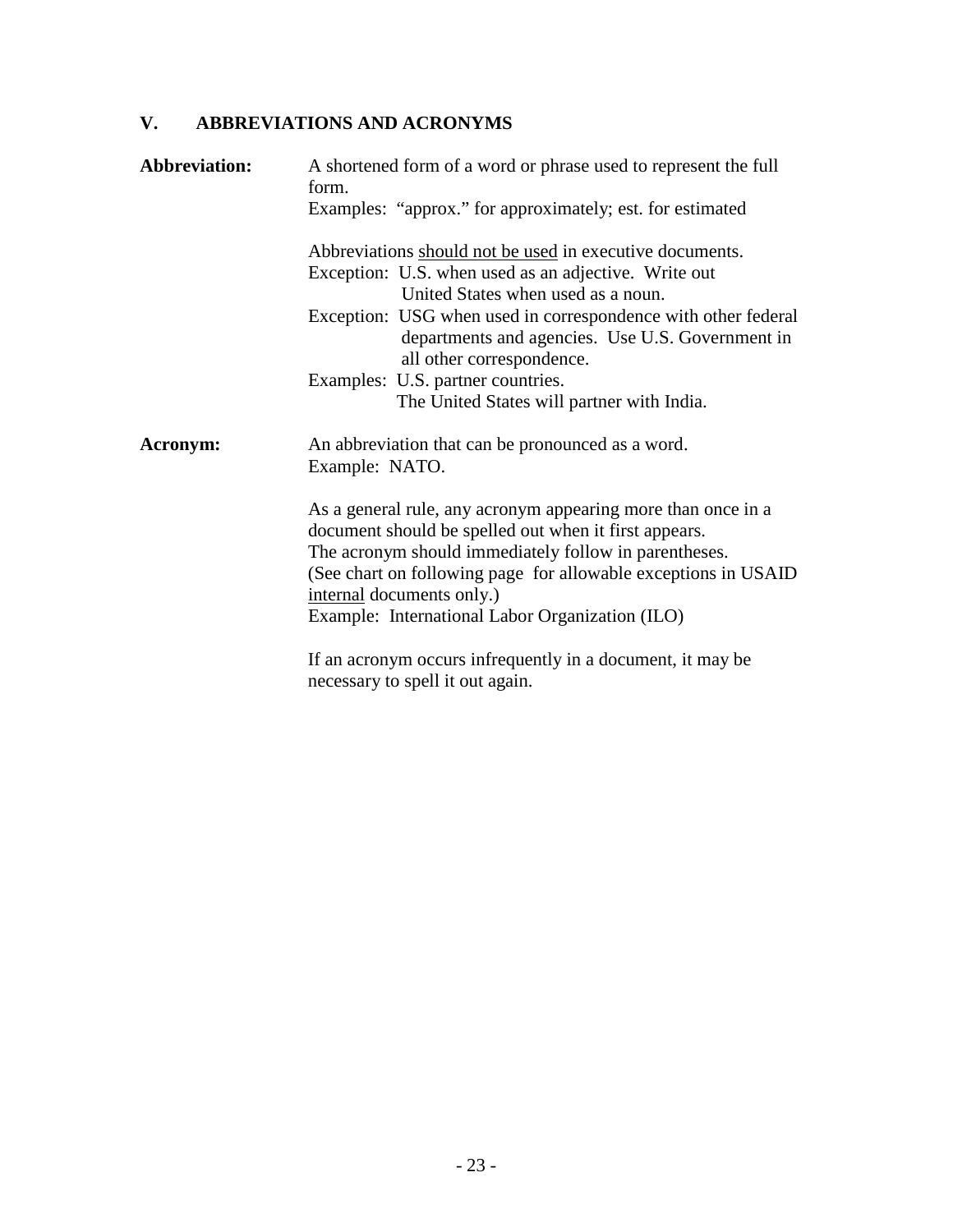## V. ABBREVIATIONS AND ACRONYMS

**Abbreviation:** A shortened form of a word or phrase used to represent the full form.

Examples: "approx." for approximately; est. for estimated

Abbreviations <u>should not be used</u> in executive documents.

Exception: U.S. when used as an adjective. Write out United States when used as a noun.

Exception: USG when used in correspondence with other federal departments and agencies. Use U.S. Government in all other correspondence.

Examples: U.S. partner countries.
The United States will partner with India.

**Acronym:** An abbreviation that can be pronounced as a word.

Example: NATO.

As a general rule, any acronym appearing more than once in a document should be spelled out when it first appears.
The acronym should immediately follow in parentheses.
(See chart on following page for allowable exceptions in USAID <u>internal</u> documents only.)
Example: International Labor Organization (ILO)

If an acronym occurs infrequently in a document, it may be necessary to spell it out again.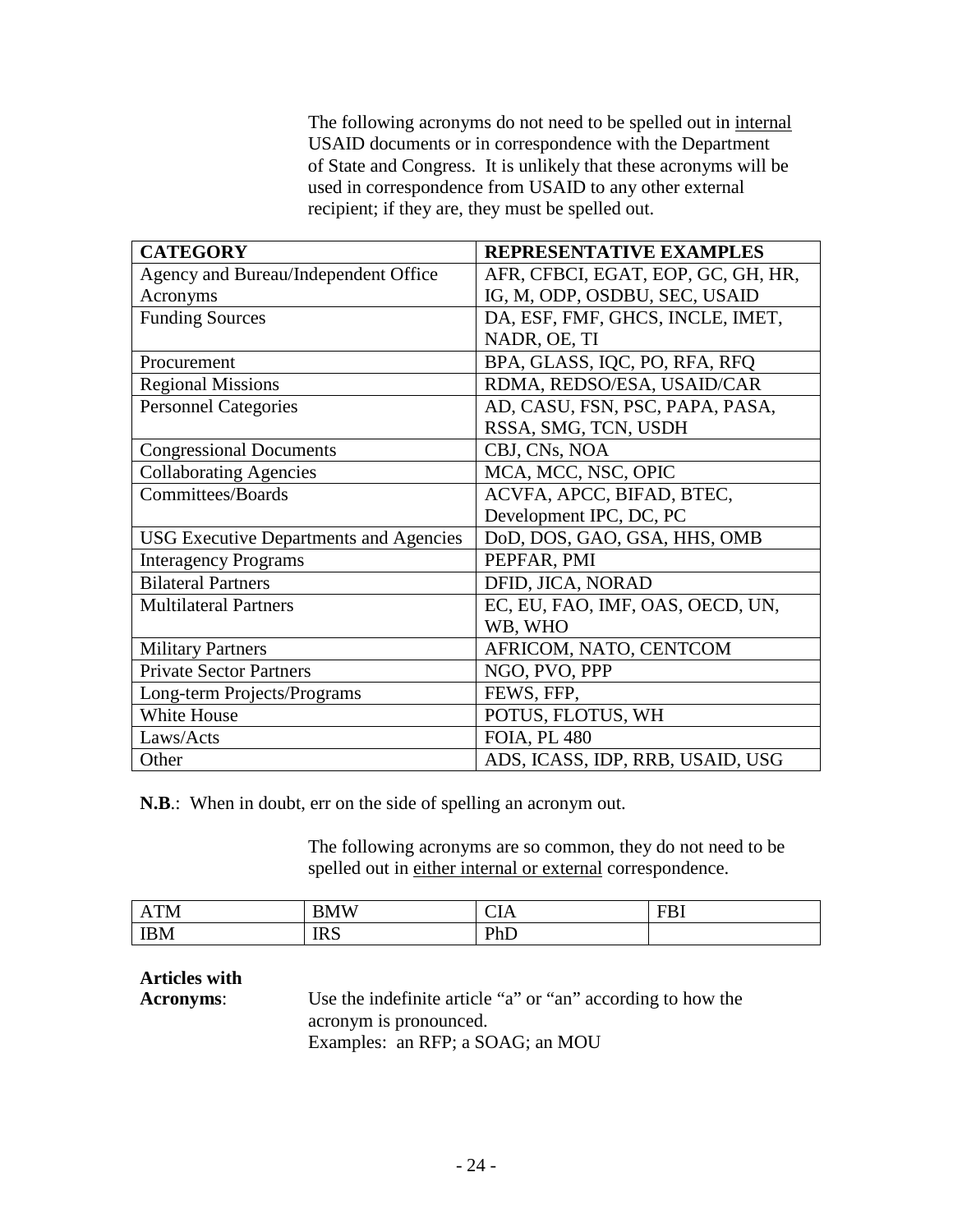The following acronyms do not need to be spelled out in internal USAID documents or in correspondence with the Department of State and Congress. It is unlikely that these acronyms will be used in correspondence from USAID to any other external recipient; if they are, they must be spelled out.

| **CATEGORY** | **REPRESENTATIVE EXAMPLES** |
|---|---|
| Agency and Bureau/Independent Office Acronyms | AFR, CFBCI, EGAT, EOP, GC, GH, HR, IG, M, ODP, OSDBU, SEC, USAID |
| Funding Sources | DA, ESF, FMF, GHCS, INCLE, IMET, NADR, OE, TI |
| Procurement | BPA, GLASS, IQC, PO, RFA, RFQ |
| Regional Missions | RDMA, REDSO/ESA, USAID/CAR |
| Personnel Categories | AD, CASU, FSN, PSC, PAPA, PASA, RSSA, SMG, TCN, USDH |
| Congressional Documents | CBJ, CNs, NOA |
| Collaborating Agencies | MCA, MCC, NSC, OPIC |
| Committees/Boards | ACVFA, APCC, BIFAD, BTEC, Development IPC, DC, PC |
| USG Executive Departments and Agencies | DoD, DOS, GAO, GSA, HHS, OMB |
| Interagency Programs | PEPFAR, PMI |
| Bilateral Partners | DFID, JICA, NORAD |
| Multilateral Partners | EC, EU, FAO, IMF, OAS, OECD, UN, WB, WHO |
| Military Partners | AFRICOM, NATO, CENTCOM |
| Private Sector Partners | NGO, PVO, PPP |
| Long-term Projects/Programs | FEWS, FFP, |
| White House | POTUS, FLOTUS, WH |
| Laws/Acts | FOIA, PL 480 |
| Other | ADS, ICASS, IDP, RRB, USAID, USG |

**N.B.**: When in doubt, err on the side of spelling an acronym out.

The following acronyms are so common, they do not need to be spelled out in either internal or external correspondence.

| ATM | BMW | CIA | FBI |
|---|---|---|---|
| IBM | IRS | PhD | |

**Articles with Acronyms**: Use the indefinite article "a" or "an" according to how the acronym is pronounced.
Examples: an RFP; a SOAG; an MOU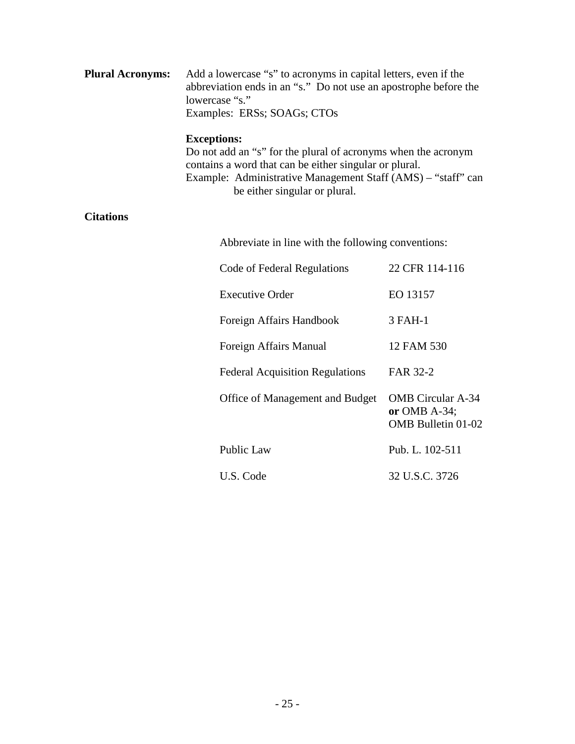**Plural Acronyms:** Add a lowercase "s" to acronyms in capital letters, even if the abbreviation ends in an "s." Do not use an apostrophe before the lowercase "s."
Examples: ERSs; SOAGs; CTOs

**Exceptions:**
Do not add an "s" for the plural of acronyms when the acronym contains a word that can be either singular or plural.
Example: Administrative Management Staff (AMS) – "staff" can be either singular or plural.

**Citations**

Abbreviate in line with the following conventions:

| | |
|---|---|
| Code of Federal Regulations | 22 CFR 114-116 |
| Executive Order | EO 13157 |
| Foreign Affairs Handbook | 3 FAH-1 |
| Foreign Affairs Manual | 12 FAM 530 |
| Federal Acquisition Regulations | FAR 32-2 |
| Office of Management and Budget | OMB Circular A-34 **or** OMB A-34; OMB Bulletin 01-02 |
| Public Law | Pub. L. 102-511 |
| U.S. Code | 32 U.S.C. 3726 |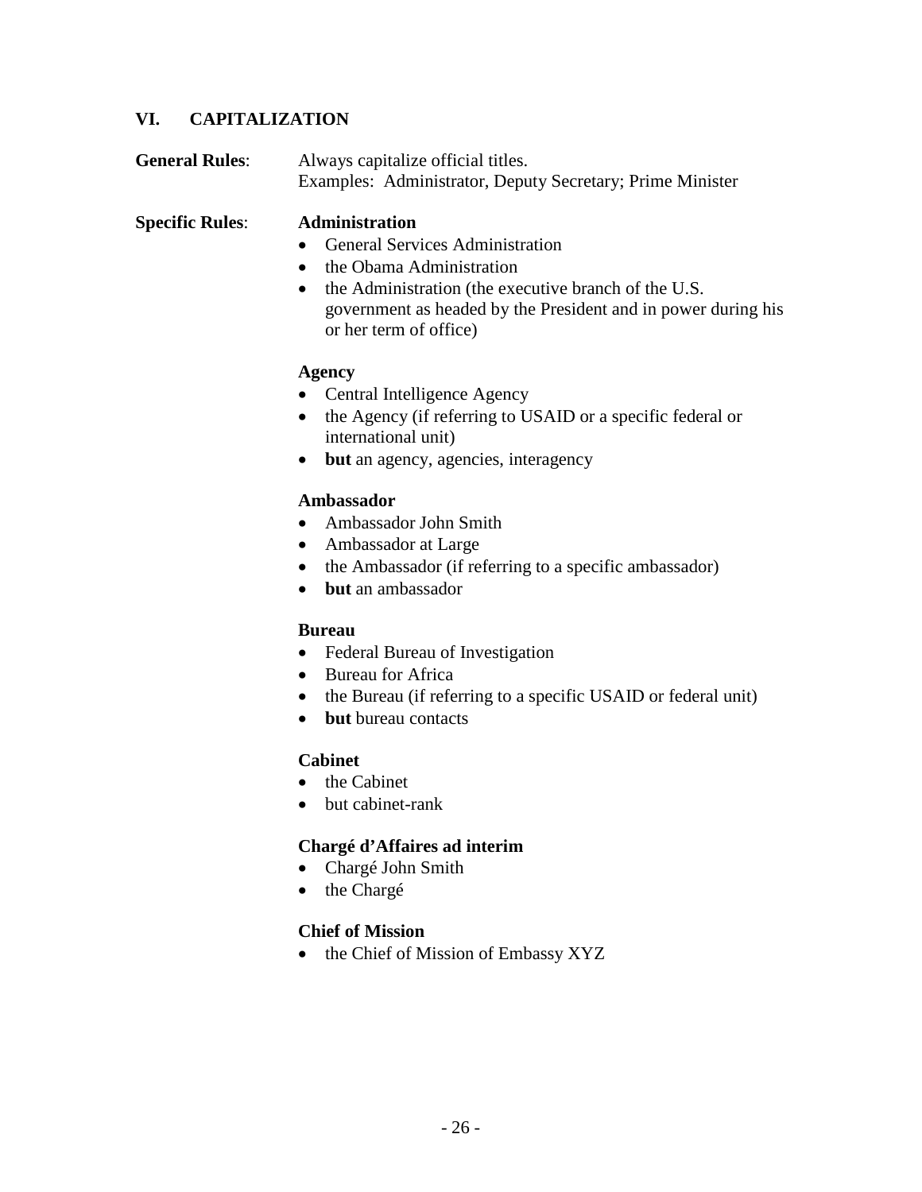## VI. CAPITALIZATION

**General Rules**: Always capitalize official titles.
Examples: Administrator, Deputy Secretary; Prime Minister

**Specific Rules**:

**Administration**

- General Services Administration
- the Obama Administration
- the Administration (the executive branch of the U.S. government as headed by the President and in power during his or her term of office)

**Agency**

- Central Intelligence Agency
- the Agency (if referring to USAID or a specific federal or international unit)
- **but** an agency, agencies, interagency

**Ambassador**

- Ambassador John Smith
- Ambassador at Large
- the Ambassador (if referring to a specific ambassador)
- **but** an ambassador

**Bureau**

- Federal Bureau of Investigation
- Bureau for Africa
- the Bureau (if referring to a specific USAID or federal unit)
- **but** bureau contacts

**Cabinet**

- the Cabinet
- but cabinet-rank

**Chargé d'Affaires ad interim**

- Chargé John Smith
- the Chargé

**Chief of Mission**

- the Chief of Mission of Embassy XYZ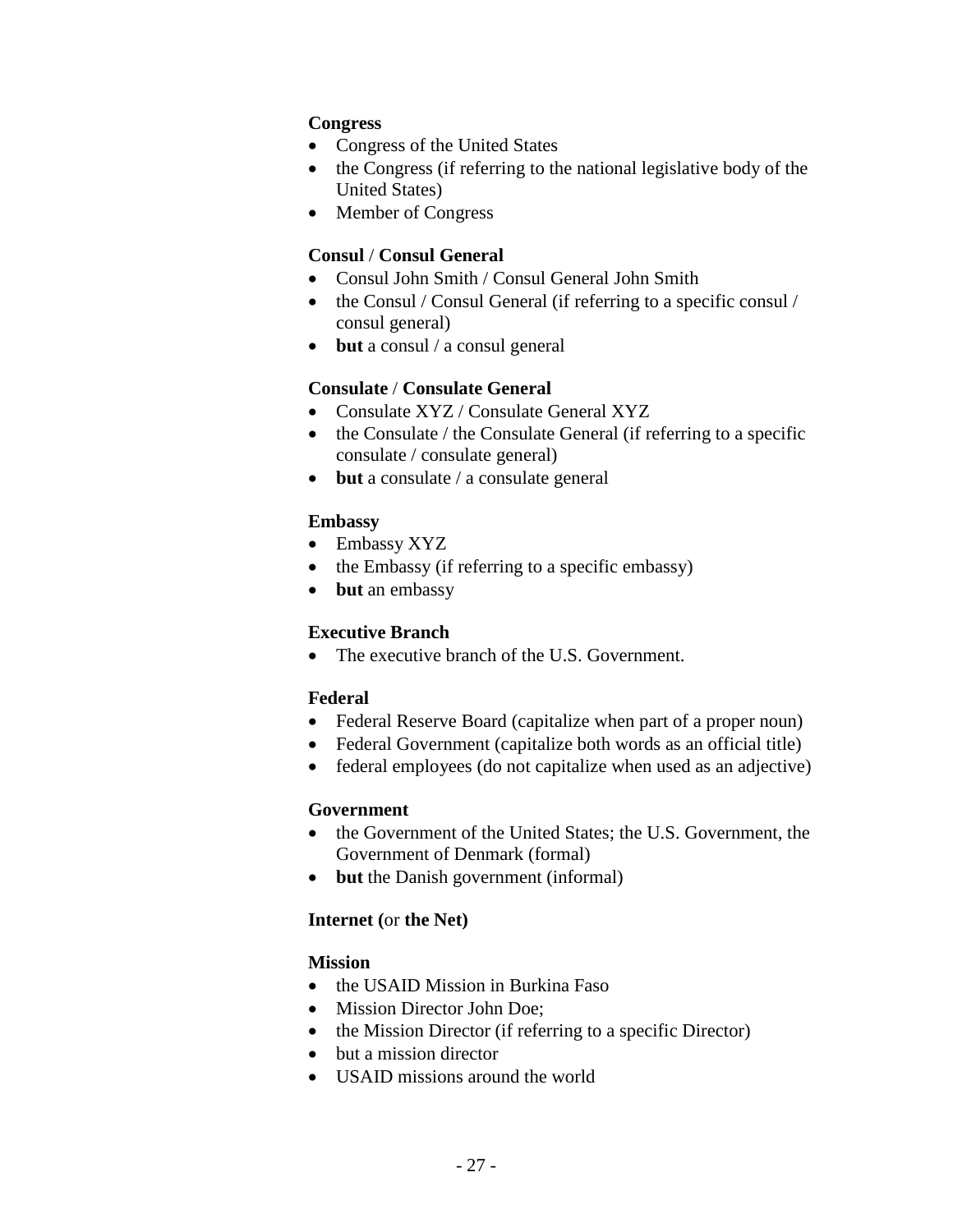**Congress**

- Congress of the United States
- the Congress (if referring to the national legislative body of the United States)
- Member of Congress

**Consul** / **Consul General**

- Consul John Smith / Consul General John Smith
- the Consul / Consul General (if referring to a specific consul / consul general)
- **but** a consul / a consul general

**Consulate** / **Consulate General**

- Consulate XYZ / Consulate General XYZ
- the Consulate / the Consulate General (if referring to a specific consulate / consulate general)
- **but** a consulate / a consulate general

**Embassy**

- Embassy XYZ
- the Embassy (if referring to a specific embassy)
- **but** an embassy

**Executive Branch**

- The executive branch of the U.S. Government.

**Federal**

- Federal Reserve Board (capitalize when part of a proper noun)
- Federal Government (capitalize both words as an official title)
- federal employees (do not capitalize when used as an adjective)

**Government**

- the Government of the United States; the U.S. Government, the Government of Denmark (formal)
- **but** the Danish government (informal)

**Internet (**or **the Net)**

**Mission**

- the USAID Mission in Burkina Faso
- Mission Director John Doe;
- the Mission Director (if referring to a specific Director)
- but a mission director
- USAID missions around the world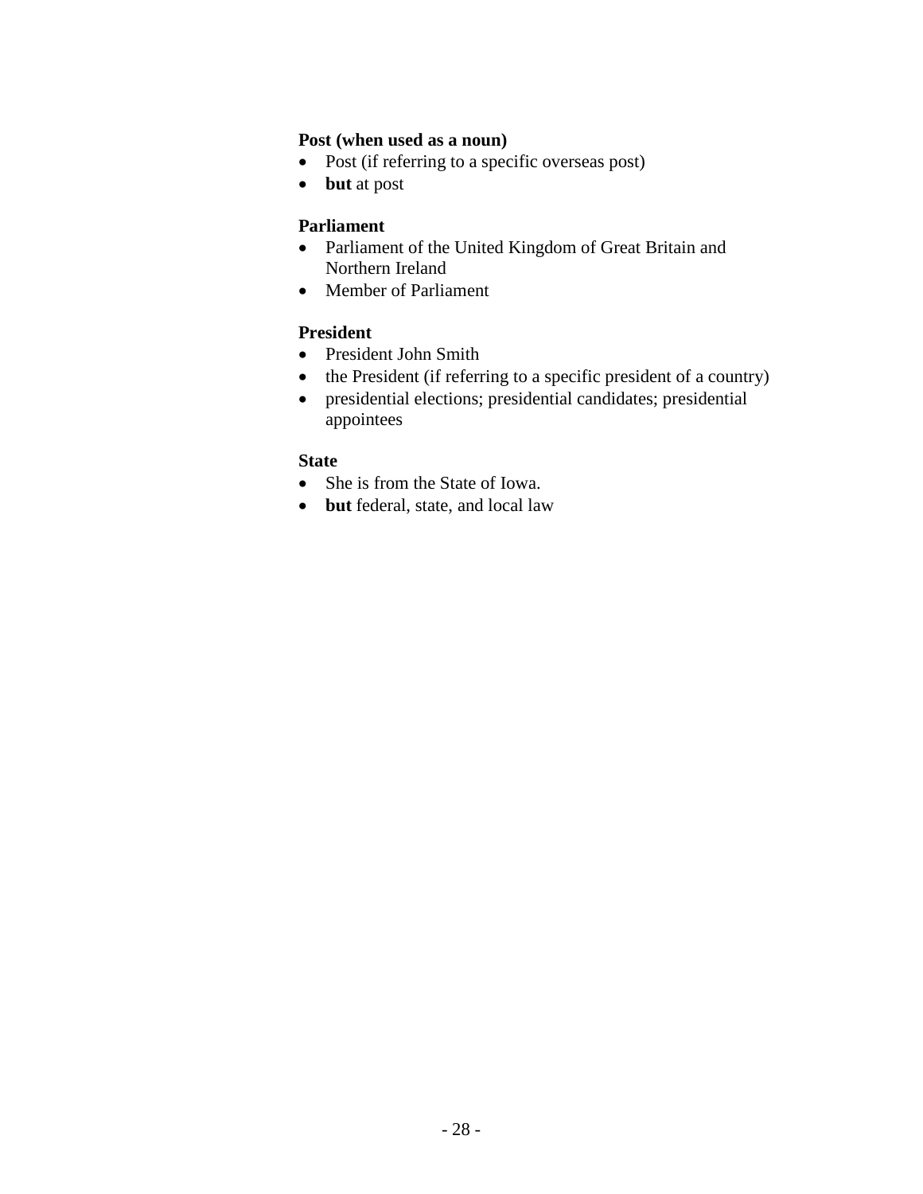**Post (when used as a noun)**

- Post (if referring to a specific overseas post)
- **but** at post

**Parliament**

- Parliament of the United Kingdom of Great Britain and Northern Ireland
- Member of Parliament

**President**

- President John Smith
- the President (if referring to a specific president of a country)
- presidential elections; presidential candidates; presidential appointees

**State**

- She is from the State of Iowa.
- **but** federal, state, and local law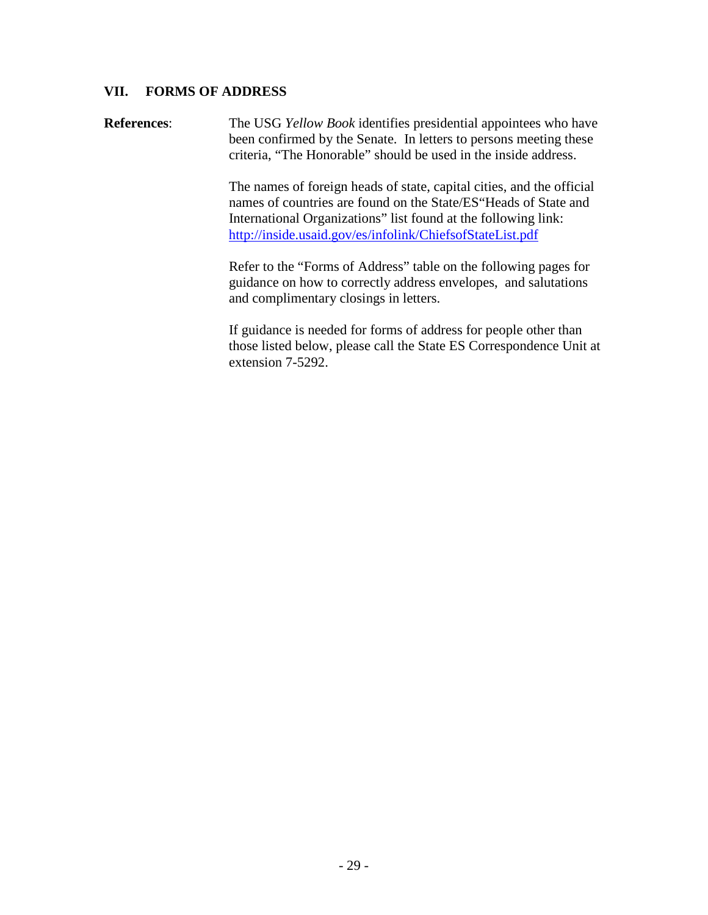## VII. FORMS OF ADDRESS

**References**: The USG *Yellow Book* identifies presidential appointees who have been confirmed by the Senate. In letters to persons meeting these criteria, "The Honorable" should be used in the inside address.

The names of foreign heads of state, capital cities, and the official names of countries are found on the State/ES"Heads of State and International Organizations" list found at the following link: [http://inside.usaid.gov/es/infolink/ChiefsofStateList.pdf](http://inside.usaid.gov/es/infolink/ChiefsofStateList.pdf)

Refer to the "Forms of Address" table on the following pages for guidance on how to correctly address envelopes, and salutations and complimentary closings in letters.

If guidance is needed for forms of address for people other than those listed below, please call the State ES Correspondence Unit at extension 7-5292.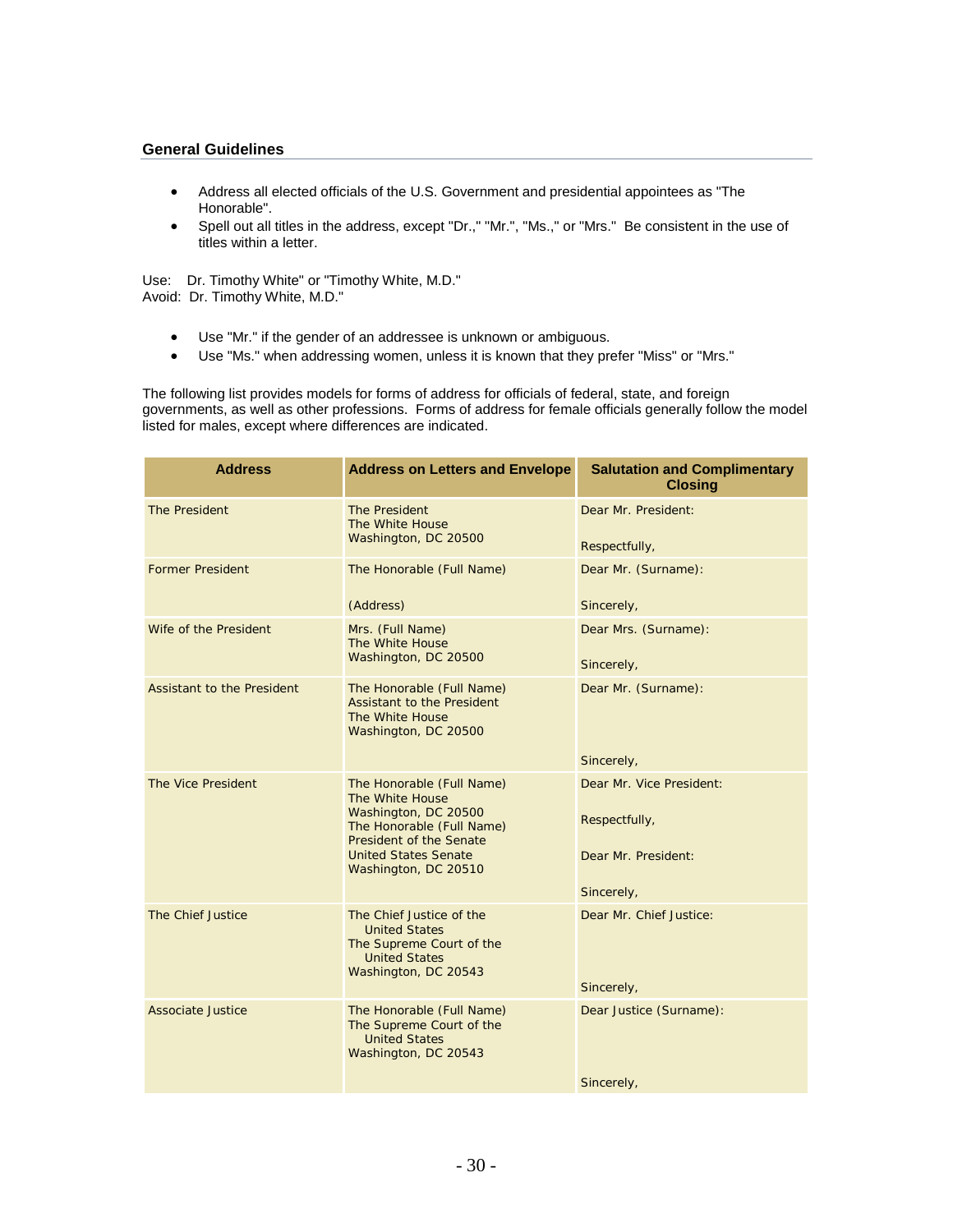### General Guidelines

- Address all elected officials of the U.S. Government and presidential appointees as "The Honorable".
- Spell out all titles in the address, except "Dr.," "Mr.", "Ms.," or "Mrs." Be consistent in the use of titles within a letter.

Use: Dr. Timothy White" or "Timothy White, M.D."
Avoid: Dr. Timothy White, M.D."

- Use "Mr." if the gender of an addressee is unknown or ambiguous.
- Use "Ms." when addressing women, unless it is known that they prefer "Miss" or "Mrs."

The following list provides models for forms of address for officials of federal, state, and foreign governments, as well as other professions. Forms of address for female officials generally follow the model listed for males, except where differences are indicated.

| Address | Address on Letters and Envelope | Salutation and Complimentary Closing |
|---|---|---|
| The President | The President<br>The White House<br>Washington, DC 20500 | Dear Mr. President:<br><br>Respectfully, |
| Former President | The Honorable (Full Name)<br><br>(Address) | Dear Mr. (Surname):<br><br>Sincerely, |
| Wife of the President | Mrs. (Full Name)<br>The White House<br>Washington, DC 20500 | Dear Mrs. (Surname):<br><br>Sincerely, |
| Assistant to the President | The Honorable (Full Name)<br>Assistant to the President<br>The White House<br>Washington, DC 20500 | Dear Mr. (Surname):<br><br>Sincerely, |
| The Vice President | The Honorable (Full Name)<br>The White House<br>Washington, DC 20500<br>The Honorable (Full Name)<br>President of the Senate<br>United States Senate<br>Washington, DC 20510 | Dear Mr. Vice President:<br><br>Respectfully,<br><br>Dear Mr. President:<br><br>Sincerely, |
| The Chief Justice | The Chief Justice of the United States<br>The Supreme Court of the United States<br>Washington, DC 20543 | Dear Mr. Chief Justice:<br><br>Sincerely, |
| Associate Justice | The Honorable (Full Name)<br>The Supreme Court of the United States<br>Washington, DC 20543 | Dear Justice (Surname):<br><br>Sincerely, |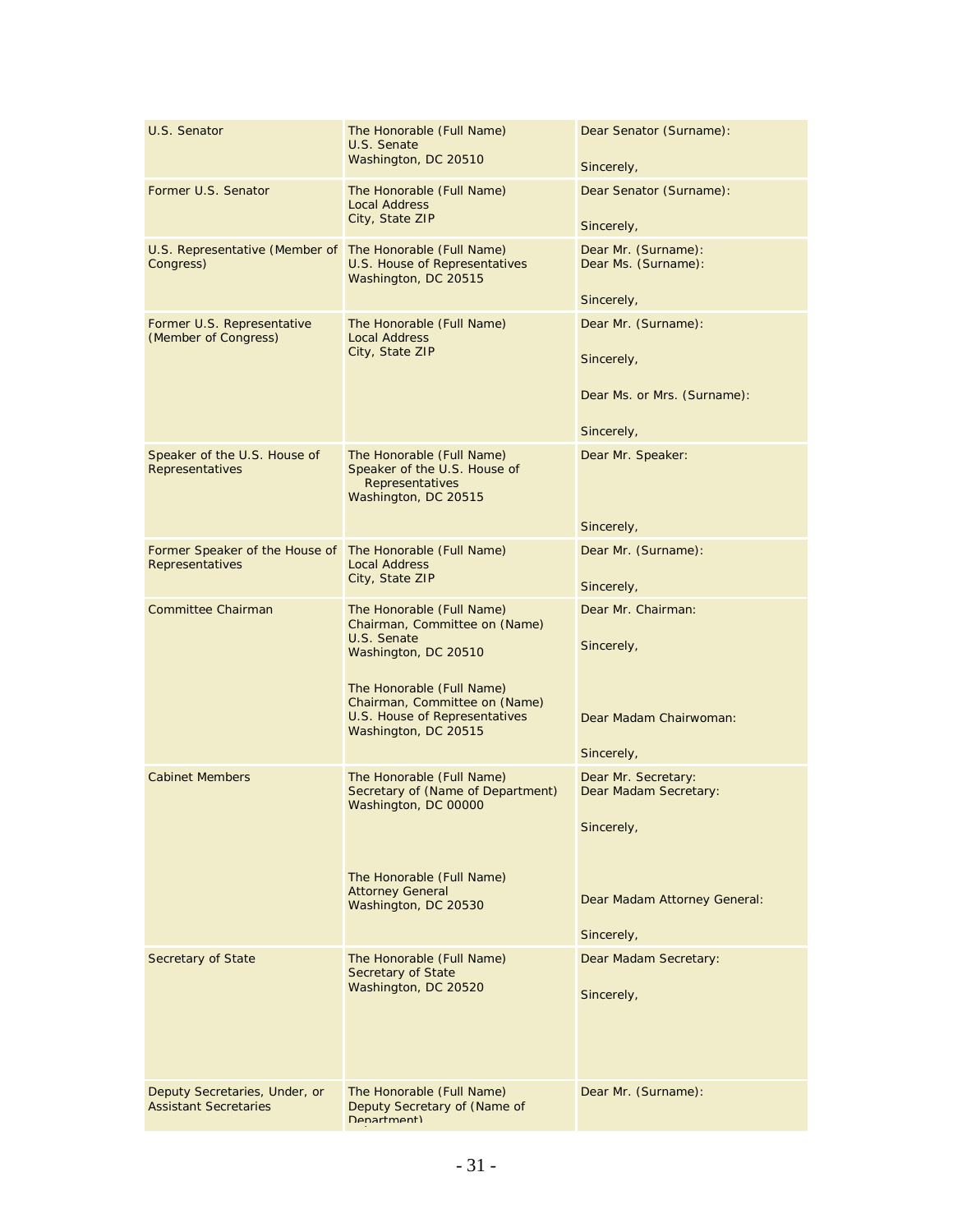| U.S. Senator | The Honorable (Full Name)<br>U.S. Senate<br>Washington, DC 20510 | Dear Senator (Surname):<br><br>Sincerely, |
|---|---|---|
| Former U.S. Senator | The Honorable (Full Name)<br>Local Address<br>City, State ZIP | Dear Senator (Surname):<br><br>Sincerely, |
| U.S. Representative (Member of Congress) | The Honorable (Full Name)<br>U.S. House of Representatives<br>Washington, DC 20515 | Dear Mr. (Surname):<br>Dear Ms. (Surname):<br><br>Sincerely, |
| Former U.S. Representative (Member of Congress) | The Honorable (Full Name)<br>Local Address<br>City, State ZIP | Dear Mr. (Surname):<br><br>Sincerely,<br><br>Dear Ms. or Mrs. (Surname):<br><br>Sincerely, |
| Speaker of the U.S. House of Representatives | The Honorable (Full Name)<br>Speaker of the U.S. House of Representatives<br>Washington, DC 20515 | Dear Mr. Speaker:<br><br>Sincerely, |
| Former Speaker of the House of Representatives | The Honorable (Full Name)<br>Local Address<br>City, State ZIP | Dear Mr. (Surname):<br><br>Sincerely, |
| Committee Chairman | The Honorable (Full Name)<br>Chairman, Committee on (Name)<br>U.S. Senate<br>Washington, DC 20510<br><br>The Honorable (Full Name)<br>Chairman, Committee on (Name)<br>U.S. House of Representatives<br>Washington, DC 20515 | Dear Mr. Chairman:<br><br>Sincerely,<br><br>Dear Madam Chairwoman:<br><br>Sincerely, |
| Cabinet Members | The Honorable (Full Name)<br>Secretary of (Name of Department)<br>Washington, DC 00000<br><br>The Honorable (Full Name)<br>Attorney General<br>Washington, DC 20530 | Dear Mr. Secretary:<br>Dear Madam Secretary:<br><br>Sincerely,<br><br>Dear Madam Attorney General:<br><br>Sincerely, |
| Secretary of State | The Honorable (Full Name)<br>Secretary of State<br>Washington, DC 20520 | Dear Madam Secretary:<br><br>Sincerely, |
| Deputy Secretaries, Under, or Assistant Secretaries | The Honorable (Full Name)<br>Deputy Secretary of (Name of Department) | Dear Mr. (Surname): |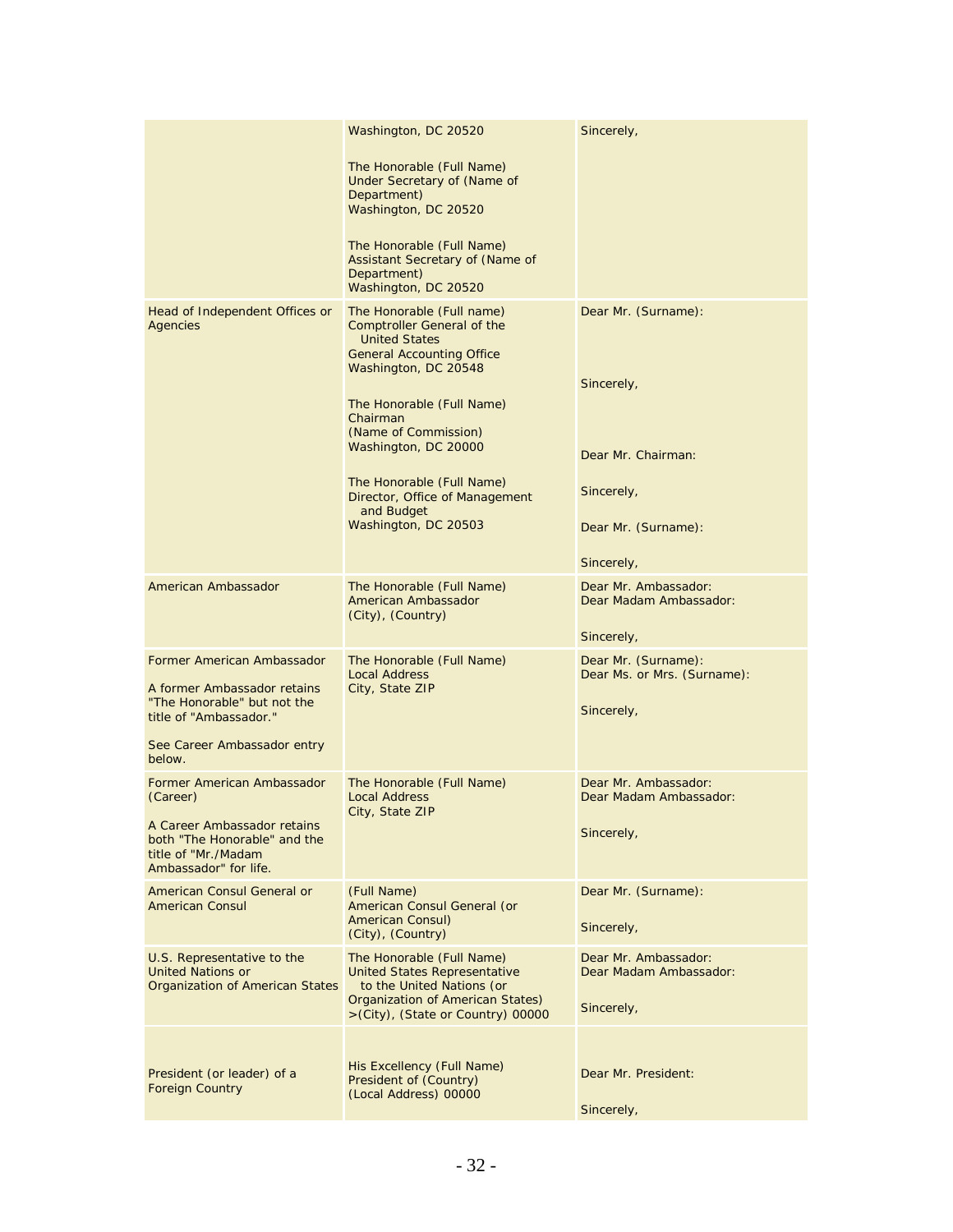| | | |
|---|---|---|
| | Washington, DC 20520<br><br>The Honorable (Full Name)<br>Under Secretary of (Name of Department)<br>Washington, DC 20520<br><br>The Honorable (Full Name)<br>Assistant Secretary of (Name of Department)<br>Washington, DC 20520 | Sincerely, |
| Head of Independent Offices or Agencies | The Honorable (Full name)<br>Comptroller General of the United States<br>General Accounting Office<br>Washington, DC 20548<br><br>The Honorable (Full Name)<br>Chairman<br>(Name of Commission)<br>Washington, DC 20000<br><br>The Honorable (Full Name)<br>Director, Office of Management and Budget<br>Washington, DC 20503 | Dear Mr. (Surname):<br><br>Sincerely,<br><br>Dear Mr. Chairman:<br><br>Sincerely,<br><br>Dear Mr. (Surname):<br><br>Sincerely, |
| American Ambassador | The Honorable (Full Name)<br>American Ambassador<br>(City), (Country) | Dear Mr. Ambassador:<br>Dear Madam Ambassador:<br><br>Sincerely, |
| Former American Ambassador<br><br>A former Ambassador retains "The Honorable" but not the title of "Ambassador."<br><br>See Career Ambassador entry below. | The Honorable (Full Name)<br>Local Address<br>City, State ZIP | Dear Mr. (Surname):<br>Dear Ms. or Mrs. (Surname):<br><br>Sincerely, |
| Former American Ambassador (Career)<br><br>A Career Ambassador retains both "The Honorable" and the title of "Mr./Madam Ambassador" for life. | The Honorable (Full Name)<br>Local Address<br>City, State ZIP | Dear Mr. Ambassador:<br>Dear Madam Ambassador:<br><br>Sincerely, |
| American Consul General or American Consul | (Full Name)<br>American Consul General (or American Consul)<br>(City), (Country) | Dear Mr. (Surname):<br><br>Sincerely, |
| U.S. Representative to the United Nations or Organization of American States | The Honorable (Full Name)<br>United States Representative to the United Nations (or Organization of American States)<br>>(City), (State or Country) 00000 | Dear Mr. Ambassador:<br>Dear Madam Ambassador:<br><br>Sincerely, |
| President (or leader) of a Foreign Country | His Excellency (Full Name)<br>President of (Country)<br>(Local Address) 00000 | Dear Mr. President:<br><br>Sincerely, |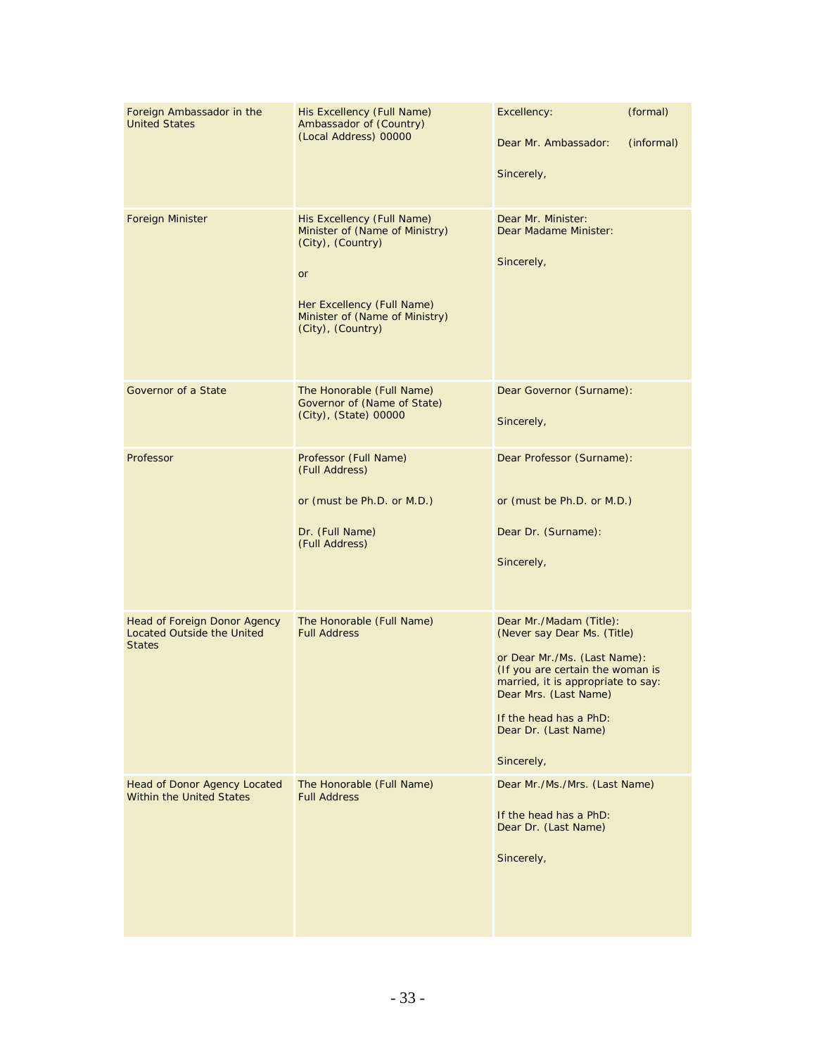| | | |
|---|---|---|
| Foreign Ambassador in the United States | His Excellency (Full Name)<br>Ambassador of (Country)<br>(Local Address) 00000 | Excellency: (formal)<br><br>Dear Mr. Ambassador: (informal)<br><br>Sincerely, |
| Foreign Minister | His Excellency (Full Name)<br>Minister of (Name of Ministry)<br>(City), (Country)<br><br>or<br><br>Her Excellency (Full Name)<br>Minister of (Name of Ministry)<br>(City), (Country) | Dear Mr. Minister:<br>Dear Madame Minister:<br><br>Sincerely, |
| Governor of a State | The Honorable (Full Name)<br>Governor of (Name of State)<br>(City), (State) 00000 | Dear Governor (Surname):<br><br>Sincerely, |
| Professor | Professor (Full Name)<br>(Full Address)<br><br>or (must be Ph.D. or M.D.)<br><br>Dr. (Full Name)<br>(Full Address) | Dear Professor (Surname):<br><br>or (must be Ph.D. or M.D.)<br><br>Dear Dr. (Surname):<br><br>Sincerely, |
| Head of Foreign Donor Agency Located Outside the United States | The Honorable (Full Name)<br>Full Address | Dear Mr./Madam (Title):<br>(Never say Dear Ms. (Title)<br><br>or Dear Mr./Ms. (Last Name):<br>(If you are certain the woman is married, it is appropriate to say: Dear Mrs. (Last Name)<br><br>If the head has a PhD:<br>Dear Dr. (Last Name)<br><br>Sincerely, |
| Head of Donor Agency Located Within the United States | The Honorable (Full Name)<br>Full Address | Dear Mr./Ms./Mrs. (Last Name)<br><br>If the head has a PhD:<br>Dear Dr. (Last Name)<br><br>Sincerely, |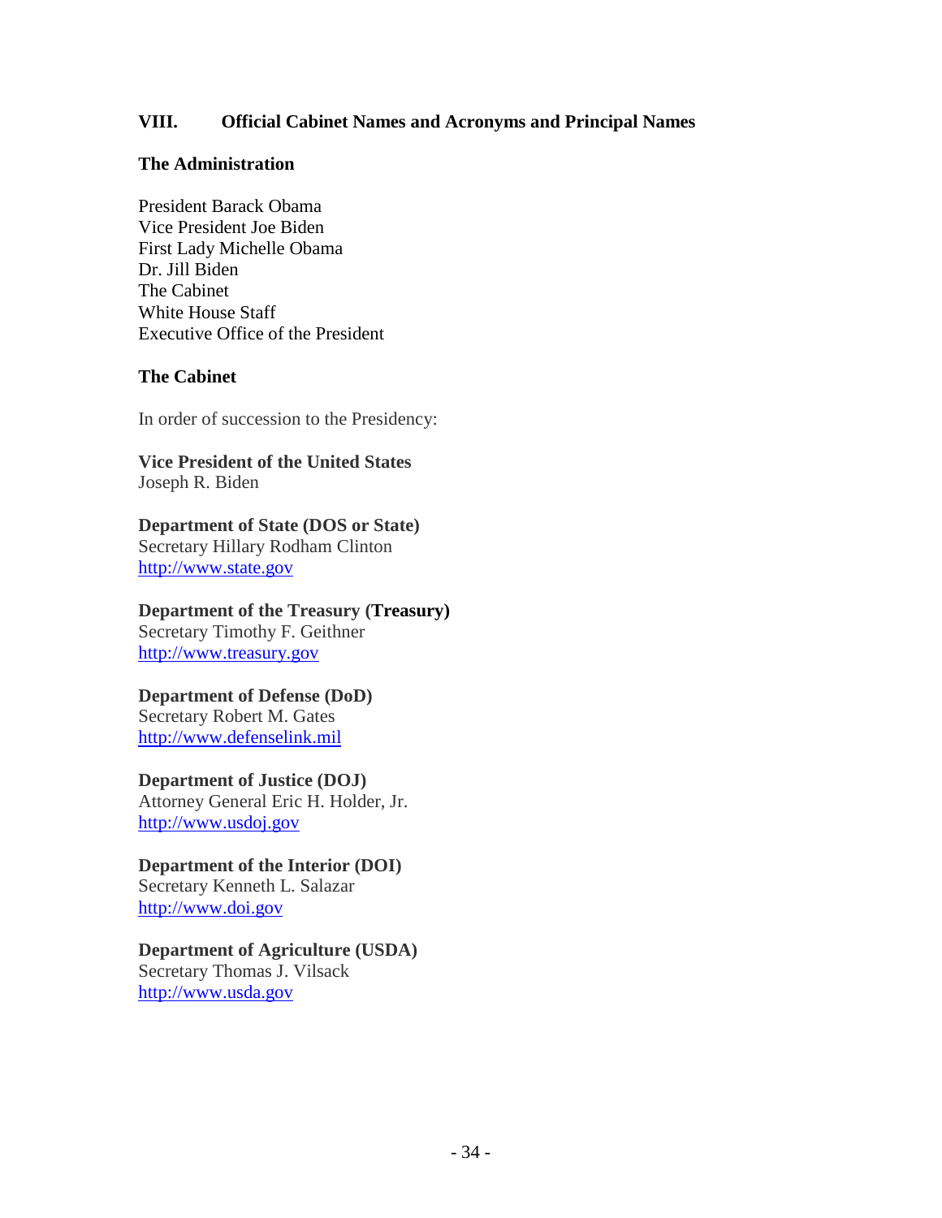## VIII. Official Cabinet Names and Acronyms and Principal Names

### The Administration

President Barack Obama
Vice President Joe Biden
First Lady Michelle Obama
Dr. Jill Biden
The Cabinet
White House Staff
Executive Office of the President

### The Cabinet

In order of succession to the Presidency:

**Vice President of the United States**
Joseph R. Biden

**Department of State (DOS or State)**
Secretary Hillary Rodham Clinton
http://www.state.gov

**Department of the Treasury (Treasury)**
Secretary Timothy F. Geithner
http://www.treasury.gov

**Department of Defense (DoD)**
Secretary Robert M. Gates
http://www.defenselink.mil

**Department of Justice (DOJ)**
Attorney General Eric H. Holder, Jr.
http://www.usdoj.gov

**Department of the Interior (DOI)**
Secretary Kenneth L. Salazar
http://www.doi.gov

**Department of Agriculture (USDA)**
Secretary Thomas J. Vilsack
http://www.usda.gov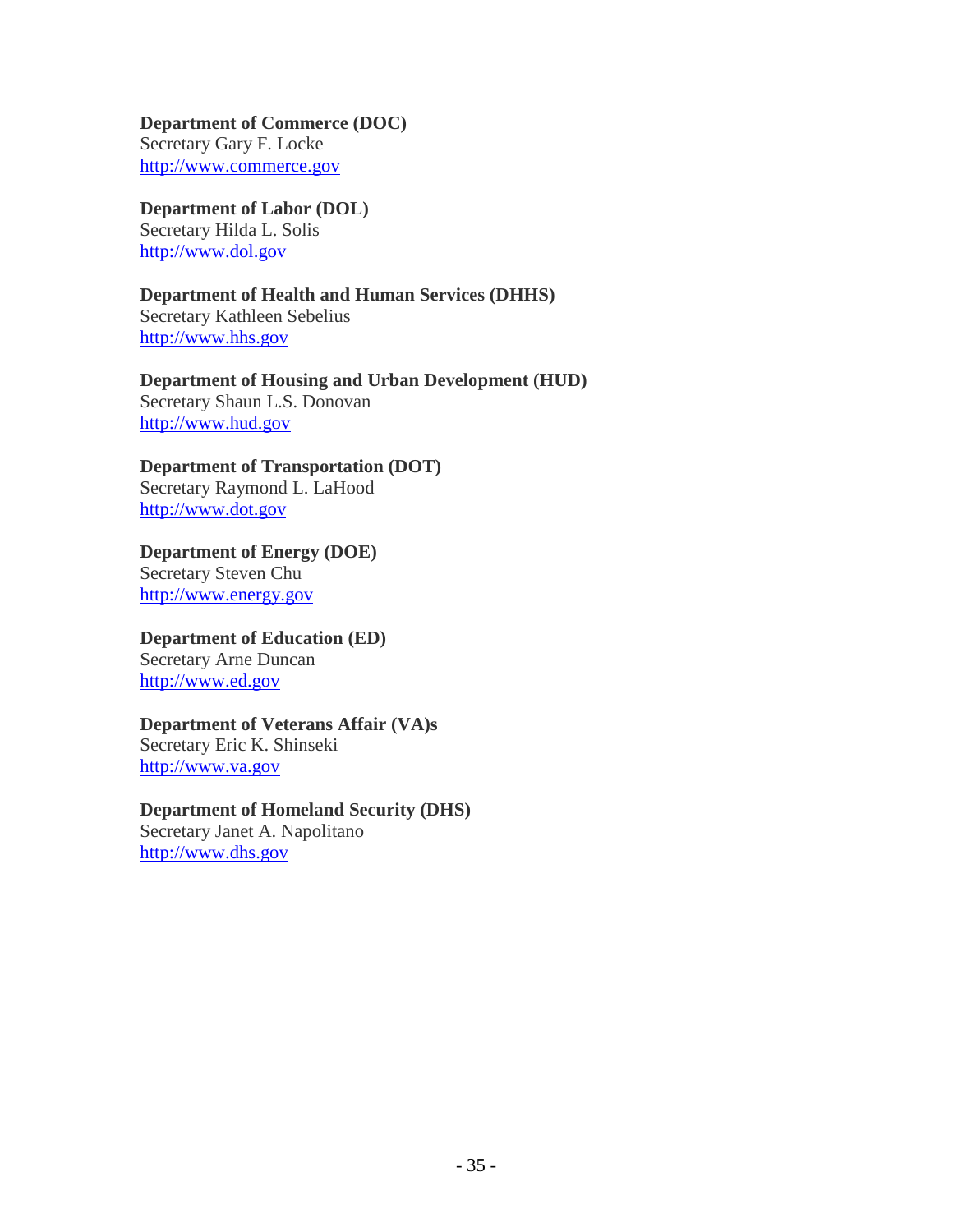**Department of Commerce (DOC)**
Secretary Gary F. Locke
http://www.commerce.gov

**Department of Labor (DOL)**
Secretary Hilda L. Solis
http://www.dol.gov

**Department of Health and Human Services (DHHS)**
Secretary Kathleen Sebelius
http://www.hhs.gov

**Department of Housing and Urban Development (HUD)**
Secretary Shaun L.S. Donovan
http://www.hud.gov

**Department of Transportation (DOT)**
Secretary Raymond L. LaHood
http://www.dot.gov

**Department of Energy (DOE)**
Secretary Steven Chu
http://www.energy.gov

**Department of Education (ED)**
Secretary Arne Duncan
http://www.ed.gov

**Department of Veterans Affair (VA)s**
Secretary Eric K. Shinseki
http://www.va.gov

**Department of Homeland Security (DHS)**
Secretary Janet A. Napolitano
http://www.dhs.gov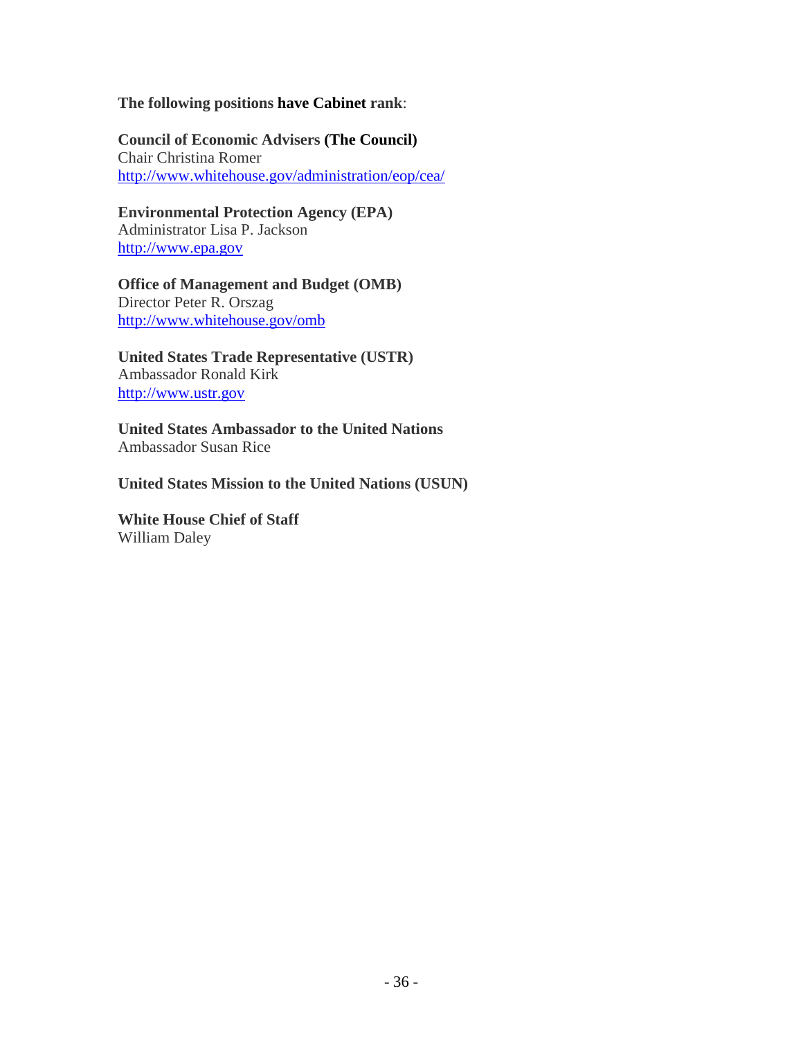**The following positions have Cabinet rank**:

**Council of Economic Advisers (The Council)**
Chair Christina Romer
http://www.whitehouse.gov/administration/eop/cea/

**Environmental Protection Agency (EPA)**
Administrator Lisa P. Jackson
http://www.epa.gov

**Office of Management and Budget (OMB)**
Director Peter R. Orszag
http://www.whitehouse.gov/omb

**United States Trade Representative (USTR)**
Ambassador Ronald Kirk
http://www.ustr.gov

**United States Ambassador to the United Nations**
Ambassador Susan Rice

**United States Mission to the United Nations (USUN)**

**White House Chief of Staff**
William Daley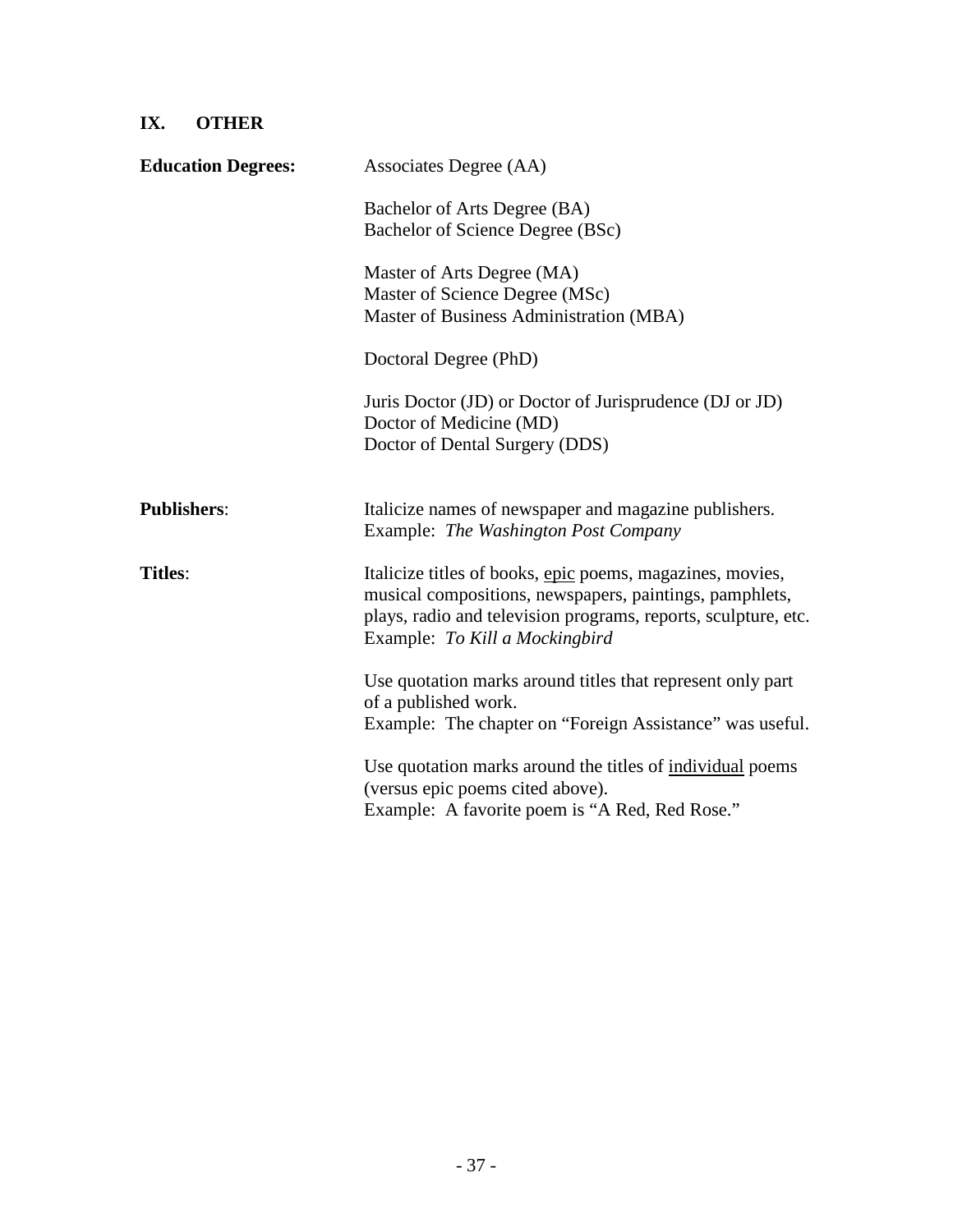## IX. OTHER

**Education Degrees:**

Associates Degree (AA)

Bachelor of Arts Degree (BA)
Bachelor of Science Degree (BSc)

Master of Arts Degree (MA)
Master of Science Degree (MSc)
Master of Business Administration (MBA)

Doctoral Degree (PhD)

Juris Doctor (JD) or Doctor of Jurisprudence (DJ or JD)
Doctor of Medicine (MD)
Doctor of Dental Surgery (DDS)

**Publishers**:

Italicize names of newspaper and magazine publishers.
Example: *The Washington Post Company*

**Titles**:

Italicize titles of books, <u>epic</u> poems, magazines, movies, musical compositions, newspapers, paintings, pamphlets, plays, radio and television programs, reports, sculpture, etc.
Example: *To Kill a Mockingbird*

Use quotation marks around titles that represent only part of a published work.
Example: The chapter on "Foreign Assistance" was useful.

Use quotation marks around the titles of <u>individual</u> poems (versus epic poems cited above).
Example: A favorite poem is "A Red, Red Rose."